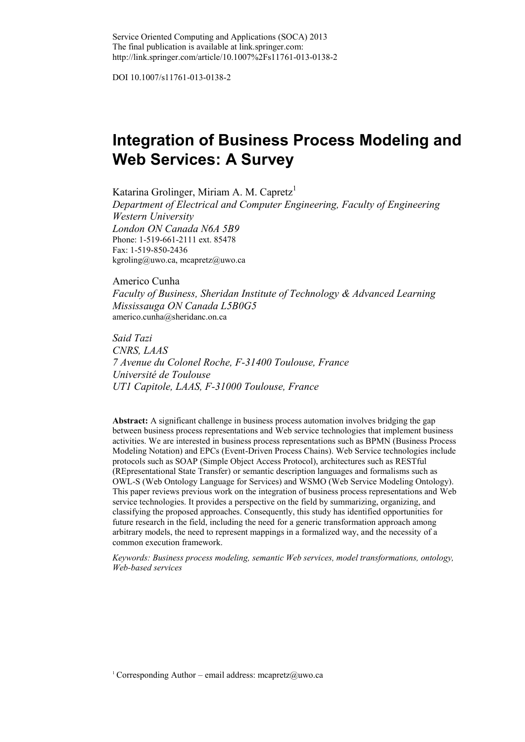Service Oriented Computing and Applications (SOCA) 2013
The final publication is available at link.springer.com:
http://link.springer.com/article/10.1007%2Fs11761-013-0138-2

DOI 10.1007/s11761-013-0138-2

# Integration of Business Process Modeling and Web Services: A Survey

Katarina Grolinger, Miriam A. M. Capretz[1]
*Department of Electrical and Computer Engineering, Faculty of Engineering*
*Western University*
*London ON Canada N6A 5B9*
Phone: 1-519-661-2111 ext. 85478
Fax: 1-519-850-2436
kgroling@uwo.ca, mcapretz@uwo.ca

Americo Cunha
*Faculty of Business, Sheridan Institute of Technology & Advanced Learning*
*Mississauga ON Canada L5B0G5*
americo.cunha@sheridanc.on.ca

*Said Tazi*
*CNRS, LAAS*
*7 Avenue du Colonel Roche, F-31400 Toulouse, France*
*Université de Toulouse*
*UT1 Capitole, LAAS, F-31000 Toulouse, France*

**Abstract:** A significant challenge in business process automation involves bridging the gap between business process representations and Web service technologies that implement business activities. We are interested in business process representations such as BPMN (Business Process Modeling Notation) and EPCs (Event-Driven Process Chains). Web Service technologies include protocols such as SOAP (Simple Object Access Protocol), architectures such as RESTful (REpresentational State Transfer) or semantic description languages and formalisms such as OWL-S (Web Ontology Language for Services) and WSMO (Web Service Modeling Ontology). This paper reviews previous work on the integration of business process representations and Web service technologies. It provides a perspective on the field by summarizing, organizing, and classifying the proposed approaches. Consequently, this study has identified opportunities for future research in the field, including the need for a generic transformation approach among arbitrary models, the need to represent mappings in a formalized way, and the necessity of a common execution framework.

*Keywords: Business process modeling, semantic Web services, model transformations, ontology, Web-based services*

[1] Corresponding Author – email address: mcapretz@uwo.ca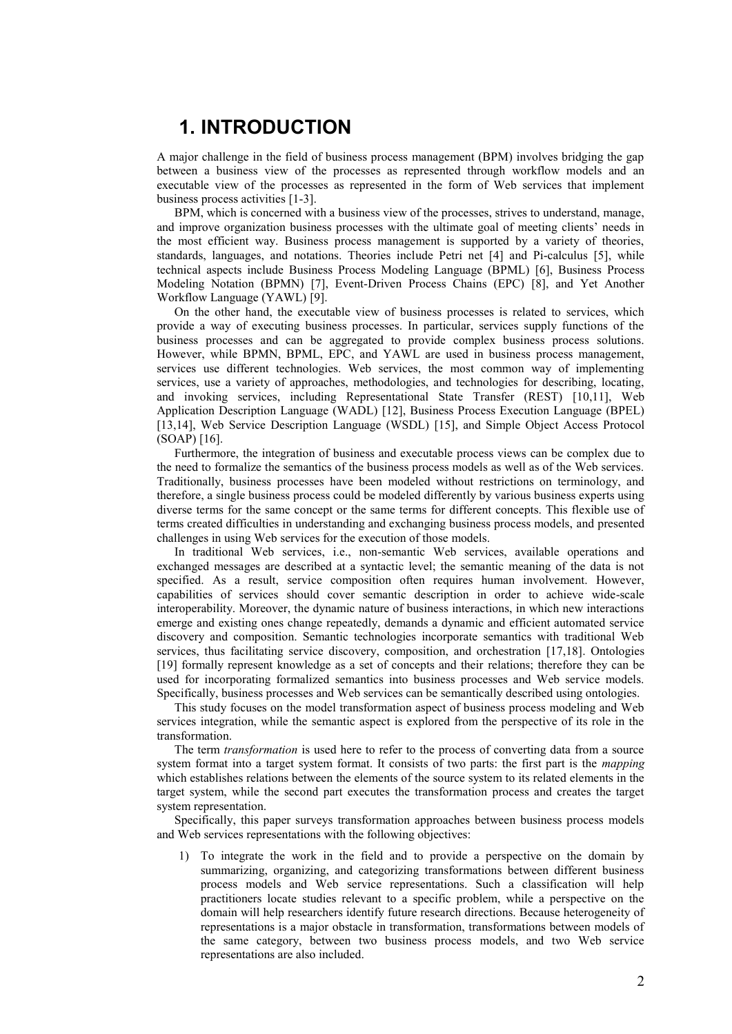# 1. INTRODUCTION

A major challenge in the field of business process management (BPM) involves bridging the gap between a business view of the processes as represented through workflow models and an executable view of the processes as represented in the form of Web services that implement business process activities [1-3].

BPM, which is concerned with a business view of the processes, strives to understand, manage, and improve organization business processes with the ultimate goal of meeting clients' needs in the most efficient way. Business process management is supported by a variety of theories, standards, languages, and notations. Theories include Petri net [4] and Pi-calculus [5], while technical aspects include Business Process Modeling Language (BPML) [6], Business Process Modeling Notation (BPMN) [7], Event-Driven Process Chains (EPC) [8], and Yet Another Workflow Language (YAWL) [9].

On the other hand, the executable view of business processes is related to services, which provide a way of executing business processes. In particular, services supply functions of the business processes and can be aggregated to provide complex business process solutions. However, while BPMN, BPML, EPC, and YAWL are used in business process management, services use different technologies. Web services, the most common way of implementing services, use a variety of approaches, methodologies, and technologies for describing, locating, and invoking services, including Representational State Transfer (REST) [10,11], Web Application Description Language (WADL) [12], Business Process Execution Language (BPEL) [13,14], Web Service Description Language (WSDL) [15], and Simple Object Access Protocol (SOAP) [16].

Furthermore, the integration of business and executable process views can be complex due to the need to formalize the semantics of the business process models as well as of the Web services. Traditionally, business processes have been modeled without restrictions on terminology, and therefore, a single business process could be modeled differently by various business experts using diverse terms for the same concept or the same terms for different concepts. This flexible use of terms created difficulties in understanding and exchanging business process models, and presented challenges in using Web services for the execution of those models.

In traditional Web services, i.e., non-semantic Web services, available operations and exchanged messages are described at a syntactic level; the semantic meaning of the data is not specified. As a result, service composition often requires human involvement. However, capabilities of services should cover semantic description in order to achieve wide-scale interoperability. Moreover, the dynamic nature of business interactions, in which new interactions emerge and existing ones change repeatedly, demands a dynamic and efficient automated service discovery and composition. Semantic technologies incorporate semantics with traditional Web services, thus facilitating service discovery, composition, and orchestration [17,18]. Ontologies [19] formally represent knowledge as a set of concepts and their relations; therefore they can be used for incorporating formalized semantics into business processes and Web service models. Specifically, business processes and Web services can be semantically described using ontologies.

This study focuses on the model transformation aspect of business process modeling and Web services integration, while the semantic aspect is explored from the perspective of its role in the transformation.

The term *transformation* is used here to refer to the process of converting data from a source system format into a target system format. It consists of two parts: the first part is the *mapping* which establishes relations between the elements of the source system to its related elements in the target system, while the second part executes the transformation process and creates the target system representation.

Specifically, this paper surveys transformation approaches between business process models and Web services representations with the following objectives:

1) To integrate the work in the field and to provide a perspective on the domain by summarizing, organizing, and categorizing transformations between different business process models and Web service representations. Such a classification will help practitioners locate studies relevant to a specific problem, while a perspective on the domain will help researchers identify future research directions. Because heterogeneity of representations is a major obstacle in transformation, transformations between models of the same category, between two business process models, and two Web service representations are also included.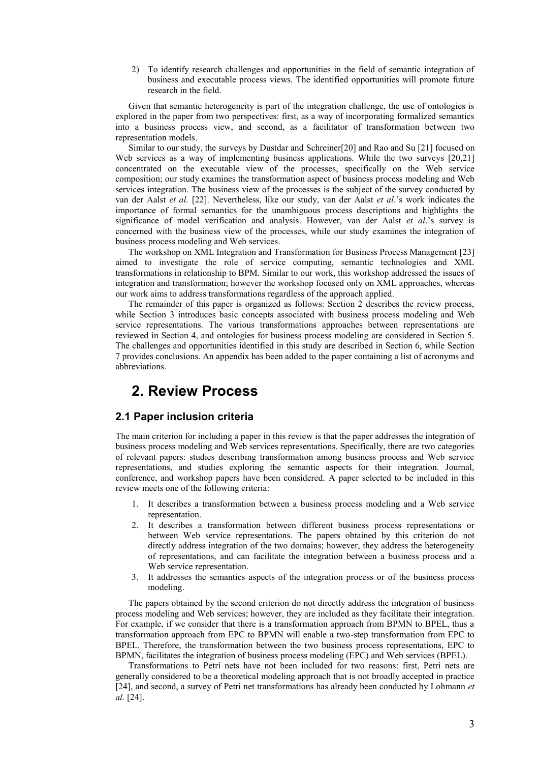2) To identify research challenges and opportunities in the field of semantic integration of business and executable process views. The identified opportunities will promote future research in the field.

Given that semantic heterogeneity is part of the integration challenge, the use of ontologies is explored in the paper from two perspectives: first, as a way of incorporating formalized semantics into a business process view, and second, as a facilitator of transformation between two representation models.

Similar to our study, the surveys by Dustdar and Schreiner[20] and Rao and Su [21] focused on Web services as a way of implementing business applications. While the two surveys [20,21] concentrated on the executable view of the processes, specifically on the Web service composition; our study examines the transformation aspect of business process modeling and Web services integration. The business view of the processes is the subject of the survey conducted by van der Aalst *et al.* [22]. Nevertheless, like our study, van der Aalst *et al.*'s work indicates the importance of formal semantics for the unambiguous process descriptions and highlights the significance of model verification and analysis. However, van der Aalst *et al*.'s survey is concerned with the business view of the processes, while our study examines the integration of business process modeling and Web services.

The workshop on XML Integration and Transformation for Business Process Management [23] aimed to investigate the role of service computing, semantic technologies and XML transformations in relationship to BPM. Similar to our work, this workshop addressed the issues of integration and transformation; however the workshop focused only on XML approaches, whereas our work aims to address transformations regardless of the approach applied.

The remainder of this paper is organized as follows: Section 2 describes the review process, while Section 3 introduces basic concepts associated with business process modeling and Web service representations. The various transformations approaches between representations are reviewed in Section 4, and ontologies for business process modeling are considered in Section 5. The challenges and opportunities identified in this study are described in Section 6, while Section 7 provides conclusions. An appendix has been added to the paper containing a list of acronyms and abbreviations.

# 2. Review Process

## 2.1 Paper inclusion criteria

The main criterion for including a paper in this review is that the paper addresses the integration of business process modeling and Web services representations. Specifically, there are two categories of relevant papers: studies describing transformation among business process and Web service representations, and studies exploring the semantic aspects for their integration. Journal, conference, and workshop papers have been considered. A paper selected to be included in this review meets one of the following criteria:

1. It describes a transformation between a business process modeling and a Web service representation.
2. It describes a transformation between different business process representations or between Web service representations. The papers obtained by this criterion do not directly address integration of the two domains; however, they address the heterogeneity of representations, and can facilitate the integration between a business process and a Web service representation.
3. It addresses the semantics aspects of the integration process or of the business process modeling.

The papers obtained by the second criterion do not directly address the integration of business process modeling and Web services; however, they are included as they facilitate their integration. For example, if we consider that there is a transformation approach from BPMN to BPEL, thus a transformation approach from EPC to BPMN will enable a two-step transformation from EPC to BPEL. Therefore, the transformation between the two business process representations, EPC to BPMN, facilitates the integration of business process modeling (EPC) and Web services (BPEL).

Transformations to Petri nets have not been included for two reasons: first, Petri nets are generally considered to be a theoretical modeling approach that is not broadly accepted in practice [24], and second, a survey of Petri net transformations has already been conducted by Lohmann *et al.* [24].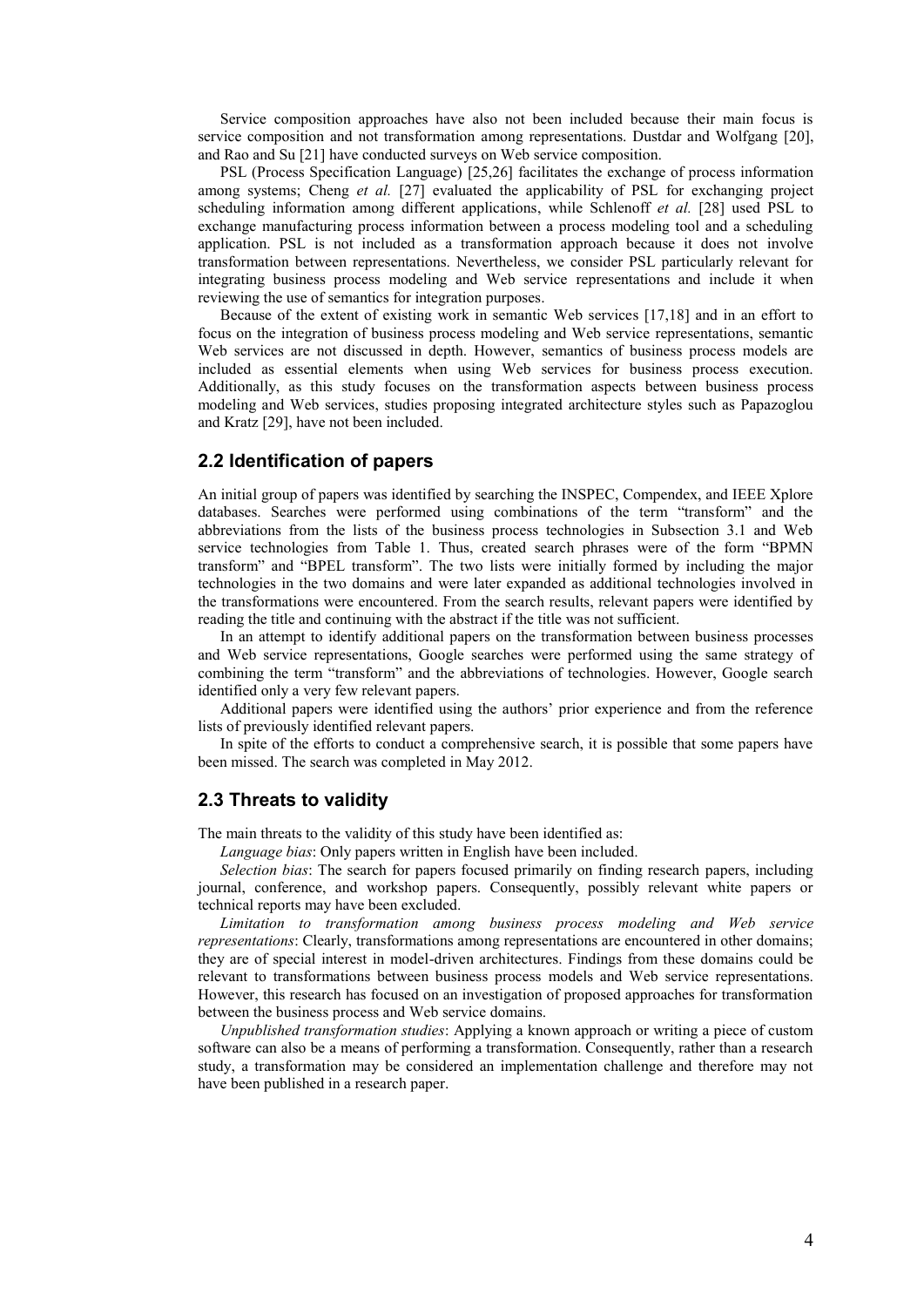Service composition approaches have also not been included because their main focus is service composition and not transformation among representations. Dustdar and Wolfgang [20], and Rao and Su [21] have conducted surveys on Web service composition.

PSL (Process Specification Language) [25,26] facilitates the exchange of process information among systems; Cheng *et al.* [27] evaluated the applicability of PSL for exchanging project scheduling information among different applications, while Schlenoff *et al.* [28] used PSL to exchange manufacturing process information between a process modeling tool and a scheduling application. PSL is not included as a transformation approach because it does not involve transformation between representations. Nevertheless, we consider PSL particularly relevant for integrating business process modeling and Web service representations and include it when reviewing the use of semantics for integration purposes.

Because of the extent of existing work in semantic Web services [17,18] and in an effort to focus on the integration of business process modeling and Web service representations, semantic Web services are not discussed in depth. However, semantics of business process models are included as essential elements when using Web services for business process execution. Additionally, as this study focuses on the transformation aspects between business process modeling and Web services, studies proposing integrated architecture styles such as Papazoglou and Kratz [29], have not been included.

## 2.2 Identification of papers

An initial group of papers was identified by searching the INSPEC, Compendex, and IEEE Xplore databases. Searches were performed using combinations of the term "transform" and the abbreviations from the lists of the business process technologies in Subsection 3.1 and Web service technologies from Table 1. Thus, created search phrases were of the form "BPMN transform" and "BPEL transform". The two lists were initially formed by including the major technologies in the two domains and were later expanded as additional technologies involved in the transformations were encountered. From the search results, relevant papers were identified by reading the title and continuing with the abstract if the title was not sufficient.

In an attempt to identify additional papers on the transformation between business processes and Web service representations, Google searches were performed using the same strategy of combining the term "transform" and the abbreviations of technologies. However, Google search identified only a very few relevant papers.

Additional papers were identified using the authors' prior experience and from the reference lists of previously identified relevant papers.

In spite of the efforts to conduct a comprehensive search, it is possible that some papers have been missed. The search was completed in May 2012.

## 2.3 Threats to validity

The main threats to the validity of this study have been identified as:

*Language bias*: Only papers written in English have been included.

*Selection bias*: The search for papers focused primarily on finding research papers, including journal, conference, and workshop papers. Consequently, possibly relevant white papers or technical reports may have been excluded.

*Limitation to transformation among business process modeling and Web service representations*: Clearly, transformations among representations are encountered in other domains; they are of special interest in model-driven architectures. Findings from these domains could be relevant to transformations between business process models and Web service representations. However, this research has focused on an investigation of proposed approaches for transformation between the business process and Web service domains.

*Unpublished transformation studies*: Applying a known approach or writing a piece of custom software can also be a means of performing a transformation. Consequently, rather than a research study, a transformation may be considered an implementation challenge and therefore may not have been published in a research paper.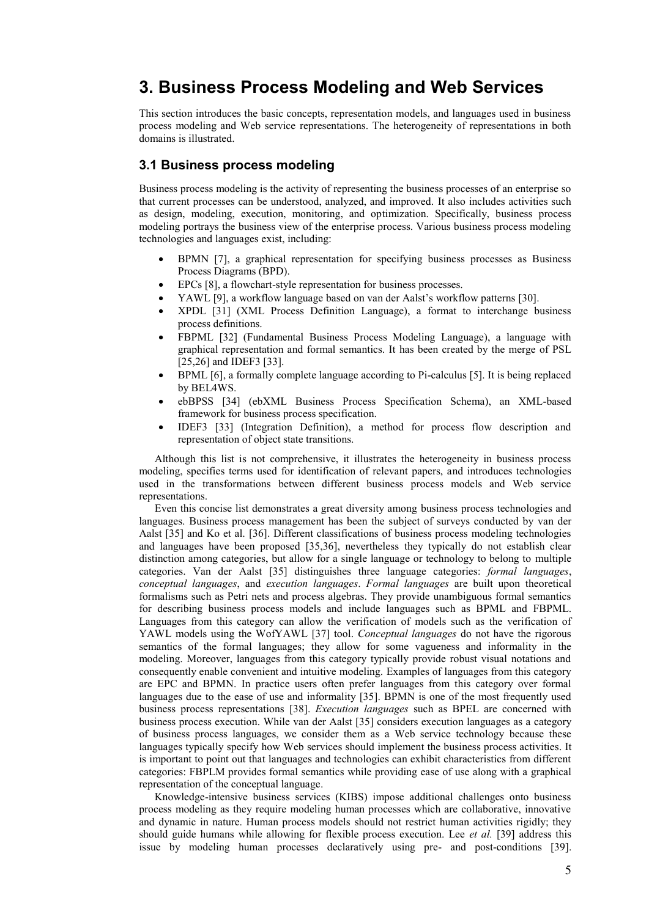# 3. Business Process Modeling and Web Services

This section introduces the basic concepts, representation models, and languages used in business process modeling and Web service representations. The heterogeneity of representations in both domains is illustrated.

## 3.1 Business process modeling

Business process modeling is the activity of representing the business processes of an enterprise so that current processes can be understood, analyzed, and improved. It also includes activities such as design, modeling, execution, monitoring, and optimization. Specifically, business process modeling portrays the business view of the enterprise process. Various business process modeling technologies and languages exist, including:

- BPMN [7], a graphical representation for specifying business processes as Business Process Diagrams (BPD).
- EPCs [8], a flowchart-style representation for business processes.
- YAWL [9], a workflow language based on van der Aalst's workflow patterns [30].
- XPDL [31] (XML Process Definition Language), a format to interchange business process definitions.
- FBPML [32] (Fundamental Business Process Modeling Language), a language with graphical representation and formal semantics. It has been created by the merge of PSL [25,26] and IDEF3 [33].
- BPML [6], a formally complete language according to Pi-calculus [5]. It is being replaced by BEL4WS.
- ebBPSS [34] (ebXML Business Process Specification Schema), an XML-based framework for business process specification.
- IDEF3 [33] (Integration Definition), a method for process flow description and representation of object state transitions.

Although this list is not comprehensive, it illustrates the heterogeneity in business process modeling, specifies terms used for identification of relevant papers, and introduces technologies used in the transformations between different business process models and Web service representations.

Even this concise list demonstrates a great diversity among business process technologies and languages. Business process management has been the subject of surveys conducted by van der Aalst [35] and Ko et al. [36]. Different classifications of business process modeling technologies and languages have been proposed [35,36], nevertheless they typically do not establish clear distinction among categories, but allow for a single language or technology to belong to multiple categories. Van der Aalst [35] distinguishes three language categories: *formal languages*, *conceptual languages*, and *execution languages*. *Formal languages* are built upon theoretical formalisms such as Petri nets and process algebras. They provide unambiguous formal semantics for describing business process models and include languages such as BPML and FBPML. Languages from this category can allow the verification of models such as the verification of YAWL models using the WofYAWL [37] tool. *Conceptual languages* do not have the rigorous semantics of the formal languages; they allow for some vagueness and informality in the modeling. Moreover, languages from this category typically provide robust visual notations and consequently enable convenient and intuitive modeling. Examples of languages from this category are EPC and BPMN. In practice users often prefer languages from this category over formal languages due to the ease of use and informality [35]. BPMN is one of the most frequently used business process representations [38]. *Execution languages* such as BPEL are concerned with business process execution. While van der Aalst [35] considers execution languages as a category of business process languages, we consider them as a Web service technology because these languages typically specify how Web services should implement the business process activities. It is important to point out that languages and technologies can exhibit characteristics from different categories: FBPLM provides formal semantics while providing ease of use along with a graphical representation of the conceptual language.

Knowledge-intensive business services (KIBS) impose additional challenges onto business process modeling as they require modeling human processes which are collaborative, innovative and dynamic in nature. Human process models should not restrict human activities rigidly; they should guide humans while allowing for flexible process execution. Lee *et al.* [39] address this issue by modeling human processes declaratively using pre- and post-conditions [39].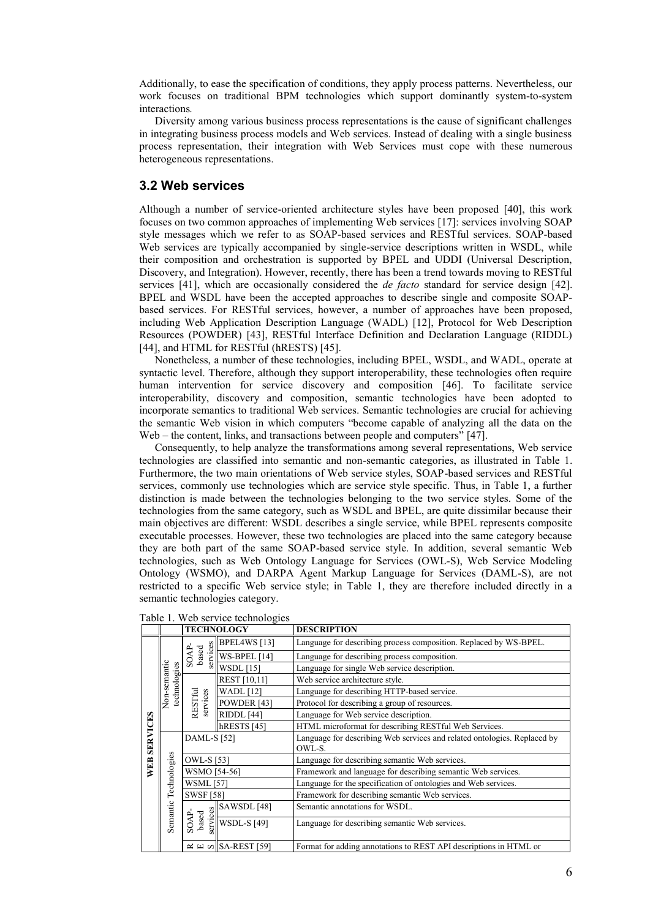Additionally, to ease the specification of conditions, they apply process patterns. Nevertheless, our work focuses on traditional BPM technologies which support dominantly system-to-system interactions.

Diversity among various business process representations is the cause of significant challenges in integrating business process models and Web services. Instead of dealing with a single business process representation, their integration with Web Services must cope with these numerous heterogeneous representations.

## 3.2 Web services

Although a number of service-oriented architecture styles have been proposed [40], this work focuses on two common approaches of implementing Web services [17]: services involving SOAP style messages which we refer to as SOAP-based services and RESTful services. SOAP-based Web services are typically accompanied by single-service descriptions written in WSDL, while their composition and orchestration is supported by BPEL and UDDI (Universal Description, Discovery, and Integration). However, recently, there has been a trend towards moving to RESTful services [41], which are occasionally considered the *de facto* standard for service design [42]. BPEL and WSDL have been the accepted approaches to describe single and composite SOAP-based services. For RESTful services, however, a number of approaches have been proposed, including Web Application Description Language (WADL) [12], Protocol for Web Description Resources (POWDER) [43], RESTful Interface Definition and Declaration Language (RIDDL) [44], and HTML for RESTful (hRESTS) [45].

Nonetheless, a number of these technologies, including BPEL, WSDL, and WADL, operate at syntactic level. Therefore, although they support interoperability, these technologies often require human intervention for service discovery and composition [46]. To facilitate service interoperability, discovery and composition, semantic technologies have been adopted to incorporate semantics to traditional Web services. Semantic technologies are crucial for achieving the semantic Web vision in which computers "become capable of analyzing all the data on the Web – the content, links, and transactions between people and computers" [47].

Consequently, to help analyze the transformations among several representations, Web service technologies are classified into semantic and non-semantic categories, as illustrated in Table 1. Furthermore, the two main orientations of Web service styles, SOAP-based services and RESTful services, commonly use technologies which are service style specific. Thus, in Table 1, a further distinction is made between the technologies belonging to the two service styles. Some of the technologies from the same category, such as WSDL and BPEL, are quite dissimilar because their main objectives are different: WSDL describes a single service, while BPEL represents composite executable processes. However, these two technologies are placed into the same category because they are both part of the same SOAP-based service style. In addition, several semantic Web technologies, such as Web Ontology Language for Services (OWL-S), Web Service Modeling Ontology (WSMO), and DARPA Agent Markup Language for Services (DAML-S), are not restricted to a specific Web service style; in Table 1, they are therefore included directly in a semantic technologies category.

Table 1. Web service technologies

| | | TECHNOLOGY | | DESCRIPTION |
|---|---|---|---|---|
| WEB SERVICES | Non-semantic technologies | SOAP-based services | BPEL4WS [13] | Language for describing process composition. Replaced by WS-BPEL. |
| | | | WS-BPEL [14] | Language for describing process composition. |
| | | | WSDL [15] | Language for single Web service description. |
| | | RESTful services | REST [10,11] | Web service architecture style. |
| | | | WADL [12] | Language for describing HTTP-based service. |
| | | | POWDER [43] | Protocol for describing a group of resources. |
| | | | RIDDL [44] | Language for Web service description. |
| | | | hRESTS [45] | HTML microformat for describing RESTful Web Services. |
| | Semantic Technologies | DAML-S [52] | | Language for describing Web services and related ontologies. Replaced by OWL-S. |
| | | OWL-S [53] | | Language for describing semantic Web services. |
| | | WSMO [54-56] | | Framework and language for describing semantic Web services. |
| | | WSML [57] | | Language for the specification of ontologies and Web services. |
| | | SWSF [58] | | Framework for describing semantic Web services. |
| | | SOAP-based services | SAWSDL [48] | Semantic annotations for WSDL. |
| | | | WSDL-S [49] | Language for describing semantic Web services. |
| | | RES | SA-REST [59] | Format for adding annotations to REST API descriptions in HTML or |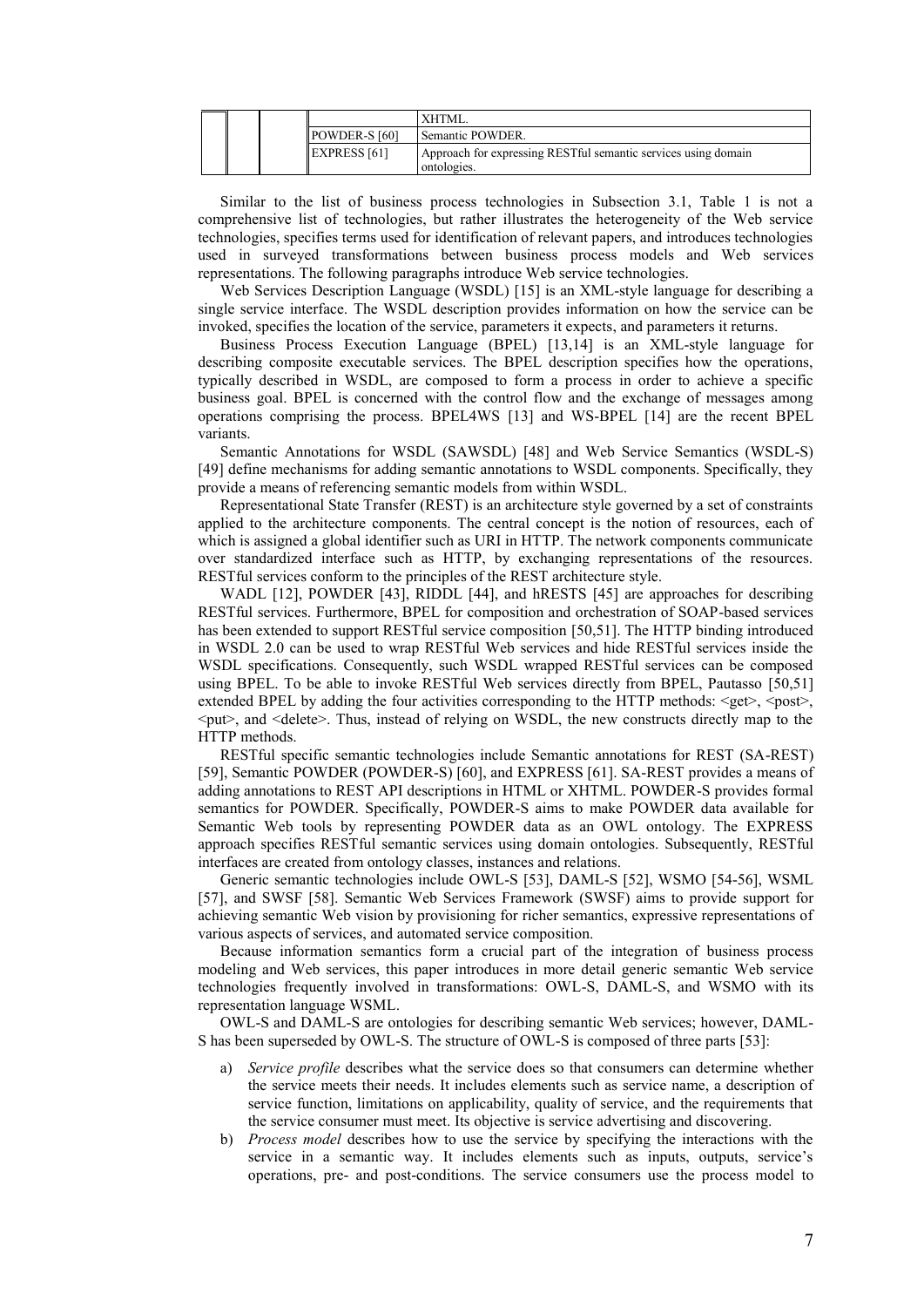| | | | | XHTML. |
|---|---|---|---|---|
| | | | POWDER-S [60] | Semantic POWDER. |
| | | | EXPRESS [61] | Approach for expressing RESTful semantic services using domain ontologies. |

Similar to the list of business process technologies in Subsection 3.1, Table 1 is not a comprehensive list of technologies, but rather illustrates the heterogeneity of the Web service technologies, specifies terms used for identification of relevant papers, and introduces technologies used in surveyed transformations between business process models and Web services representations. The following paragraphs introduce Web service technologies.

Web Services Description Language (WSDL) [15] is an XML-style language for describing a single service interface. The WSDL description provides information on how the service can be invoked, specifies the location of the service, parameters it expects, and parameters it returns.

Business Process Execution Language (BPEL) [13,14] is an XML-style language for describing composite executable services. The BPEL description specifies how the operations, typically described in WSDL, are composed to form a process in order to achieve a specific business goal. BPEL is concerned with the control flow and the exchange of messages among operations comprising the process. BPEL4WS [13] and WS-BPEL [14] are the recent BPEL variants.

Semantic Annotations for WSDL (SAWSDL) [48] and Web Service Semantics (WSDL-S) [49] define mechanisms for adding semantic annotations to WSDL components. Specifically, they provide a means of referencing semantic models from within WSDL.

Representational State Transfer (REST) is an architecture style governed by a set of constraints applied to the architecture components. The central concept is the notion of resources, each of which is assigned a global identifier such as URI in HTTP. The network components communicate over standardized interface such as HTTP, by exchanging representations of the resources. RESTful services conform to the principles of the REST architecture style.

WADL [12], POWDER [43], RIDDL [44], and hRESTS [45] are approaches for describing RESTful services. Furthermore, BPEL for composition and orchestration of SOAP-based services has been extended to support RESTful service composition [50,51]. The HTTP binding introduced in WSDL 2.0 can be used to wrap RESTful Web services and hide RESTful services inside the WSDL specifications. Consequently, such WSDL wrapped RESTful services can be composed using BPEL. To be able to invoke RESTful Web services directly from BPEL, Pautasso [50,51] extended BPEL by adding the four activities corresponding to the HTTP methods: <get>, <post>, <put>, and <delete>. Thus, instead of relying on WSDL, the new constructs directly map to the HTTP methods.

RESTful specific semantic technologies include Semantic annotations for REST (SA-REST) [59], Semantic POWDER (POWDER-S) [60], and EXPRESS [61]. SA-REST provides a means of adding annotations to REST API descriptions in HTML or XHTML. POWDER-S provides formal semantics for POWDER. Specifically, POWDER-S aims to make POWDER data available for Semantic Web tools by representing POWDER data as an OWL ontology. The EXPRESS approach specifies RESTful semantic services using domain ontologies. Subsequently, RESTful interfaces are created from ontology classes, instances and relations.

Generic semantic technologies include OWL-S [53], DAML-S [52], WSMO [54-56], WSML [57], and SWSF [58]. Semantic Web Services Framework (SWSF) aims to provide support for achieving semantic Web vision by provisioning for richer semantics, expressive representations of various aspects of services, and automated service composition.

Because information semantics form a crucial part of the integration of business process modeling and Web services, this paper introduces in more detail generic semantic Web service technologies frequently involved in transformations: OWL-S, DAML-S, and WSMO with its representation language WSML.

OWL-S and DAML-S are ontologies for describing semantic Web services; however, DAML-S has been superseded by OWL-S. The structure of OWL-S is composed of three parts [53]:

a) *Service profile* describes what the service does so that consumers can determine whether the service meets their needs. It includes elements such as service name, a description of service function, limitations on applicability, quality of service, and the requirements that the service consumer must meet. Its objective is service advertising and discovering.

b) *Process model* describes how to use the service by specifying the interactions with the service in a semantic way. It includes elements such as inputs, outputs, service's operations, pre- and post-conditions. The service consumers use the process model to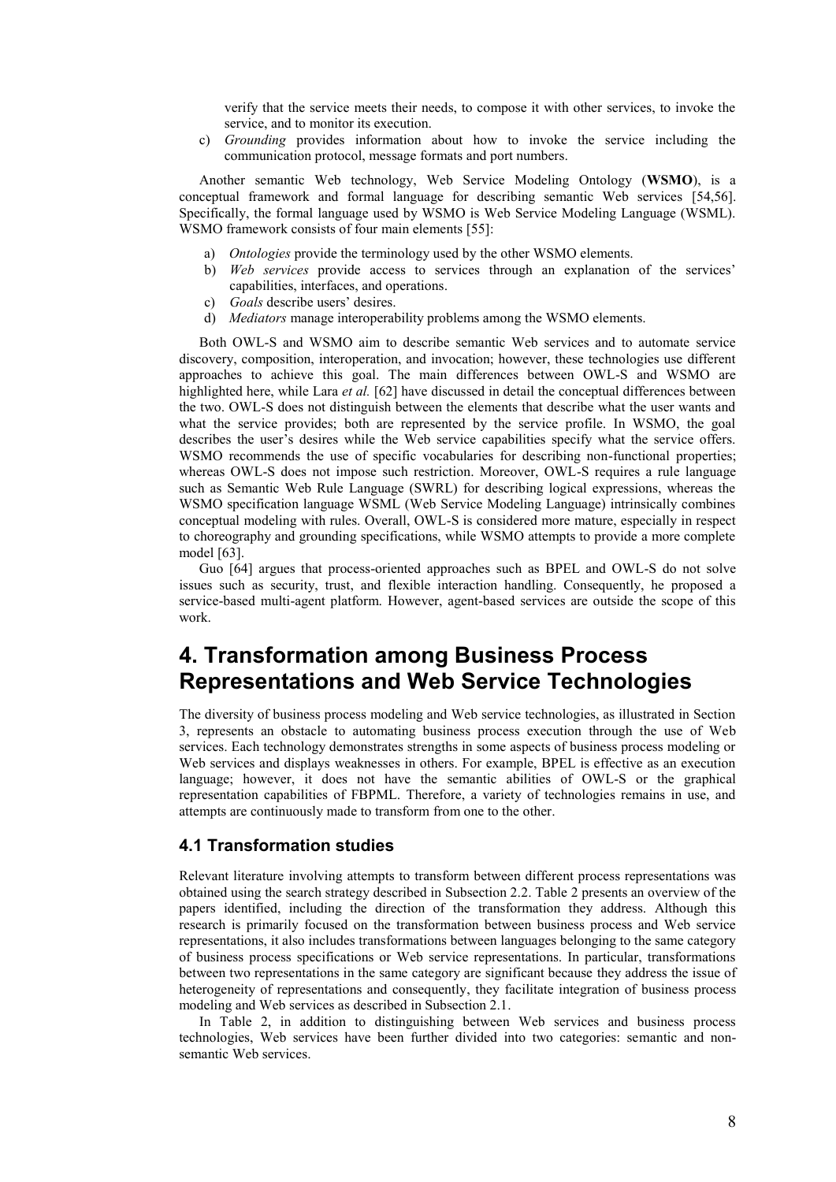verify that the service meets their needs, to compose it with other services, to invoke the service, and to monitor its execution.

c) *Grounding* provides information about how to invoke the service including the communication protocol, message formats and port numbers.

Another semantic Web technology, Web Service Modeling Ontology (**WSMO**), is a conceptual framework and formal language for describing semantic Web services [54,56]. Specifically, the formal language used by WSMO is Web Service Modeling Language (WSML). WSMO framework consists of four main elements [55]:

a) *Ontologies* provide the terminology used by the other WSMO elements.
b) *Web services* provide access to services through an explanation of the services' capabilities, interfaces, and operations.
c) *Goals* describe users' desires.
d) *Mediators* manage interoperability problems among the WSMO elements.

Both OWL-S and WSMO aim to describe semantic Web services and to automate service discovery, composition, interoperation, and invocation; however, these technologies use different approaches to achieve this goal. The main differences between OWL-S and WSMO are highlighted here, while Lara *et al.* [62] have discussed in detail the conceptual differences between the two. OWL-S does not distinguish between the elements that describe what the user wants and what the service provides; both are represented by the service profile. In WSMO, the goal describes the user's desires while the Web service capabilities specify what the service offers. WSMO recommends the use of specific vocabularies for describing non-functional properties; whereas OWL-S does not impose such restriction. Moreover, OWL-S requires a rule language such as Semantic Web Rule Language (SWRL) for describing logical expressions, whereas the WSMO specification language WSML (Web Service Modeling Language) intrinsically combines conceptual modeling with rules. Overall, OWL-S is considered more mature, especially in respect to choreography and grounding specifications, while WSMO attempts to provide a more complete model [63].

Guo [64] argues that process-oriented approaches such as BPEL and OWL-S do not solve issues such as security, trust, and flexible interaction handling. Consequently, he proposed a service-based multi-agent platform. However, agent-based services are outside the scope of this work.

# 4. Transformation among Business Process Representations and Web Service Technologies

The diversity of business process modeling and Web service technologies, as illustrated in Section 3, represents an obstacle to automating business process execution through the use of Web services. Each technology demonstrates strengths in some aspects of business process modeling or Web services and displays weaknesses in others. For example, BPEL is effective as an execution language; however, it does not have the semantic abilities of OWL-S or the graphical representation capabilities of FBPML. Therefore, a variety of technologies remains in use, and attempts are continuously made to transform from one to the other.

## 4.1 Transformation studies

Relevant literature involving attempts to transform between different process representations was obtained using the search strategy described in Subsection 2.2. Table 2 presents an overview of the papers identified, including the direction of the transformation they address. Although this research is primarily focused on the transformation between business process and Web service representations, it also includes transformations between languages belonging to the same category of business process specifications or Web service representations. In particular, transformations between two representations in the same category are significant because they address the issue of heterogeneity of representations and consequently, they facilitate integration of business process modeling and Web services as described in Subsection 2.1.

In Table 2, in addition to distinguishing between Web services and business process technologies, Web services have been further divided into two categories: semantic and non-semantic Web services.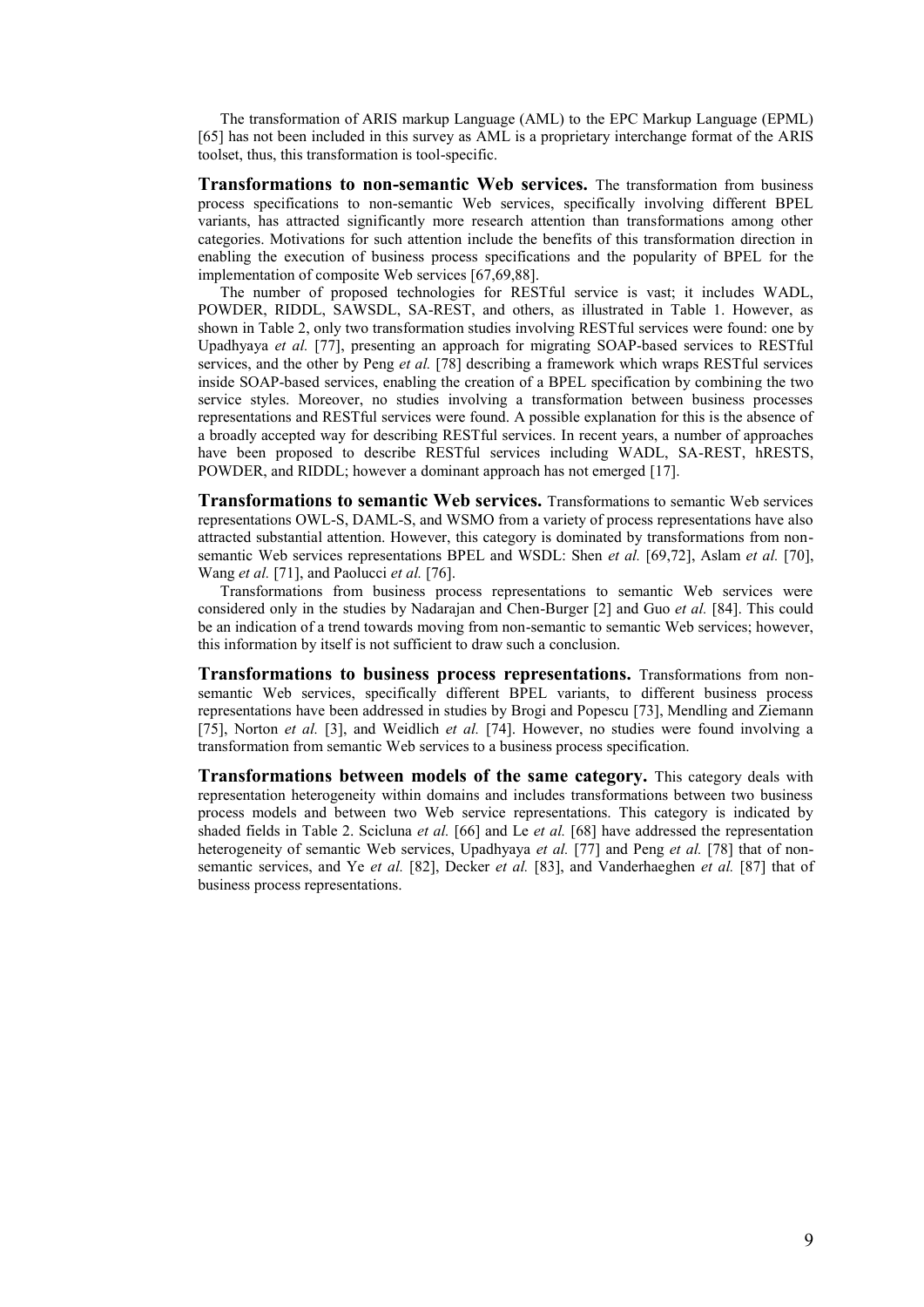The transformation of ARIS markup Language (AML) to the EPC Markup Language (EPML) [65] has not been included in this survey as AML is a proprietary interchange format of the ARIS toolset, thus, this transformation is tool-specific.

**Transformations to non-semantic Web services.** The transformation from business process specifications to non-semantic Web services, specifically involving different BPEL variants, has attracted significantly more research attention than transformations among other categories. Motivations for such attention include the benefits of this transformation direction in enabling the execution of business process specifications and the popularity of BPEL for the implementation of composite Web services [67,69,88].

The number of proposed technologies for RESTful service is vast; it includes WADL, POWDER, RIDDL, SAWSDL, SA-REST, and others, as illustrated in Table 1. However, as shown in Table 2, only two transformation studies involving RESTful services were found: one by Upadhyaya *et al.* [77], presenting an approach for migrating SOAP-based services to RESTful services, and the other by Peng *et al.* [78] describing a framework which wraps RESTful services inside SOAP-based services, enabling the creation of a BPEL specification by combining the two service styles. Moreover, no studies involving a transformation between business processes representations and RESTful services were found. A possible explanation for this is the absence of a broadly accepted way for describing RESTful services. In recent years, a number of approaches have been proposed to describe RESTful services including WADL, SA-REST, hRESTS, POWDER, and RIDDL; however a dominant approach has not emerged [17].

**Transformations to semantic Web services.** Transformations to semantic Web services representations OWL-S, DAML-S, and WSMO from a variety of process representations have also attracted substantial attention. However, this category is dominated by transformations from non-semantic Web services representations BPEL and WSDL: Shen *et al.* [69,72], Aslam *et al.* [70], Wang *et al.* [71], and Paolucci *et al.* [76].

Transformations from business process representations to semantic Web services were considered only in the studies by Nadarajan and Chen-Burger [2] and Guo *et al.* [84]. This could be an indication of a trend towards moving from non-semantic to semantic Web services; however, this information by itself is not sufficient to draw such a conclusion.

**Transformations to business process representations.** Transformations from non-semantic Web services, specifically different BPEL variants, to different business process representations have been addressed in studies by Brogi and Popescu [73], Mendling and Ziemann [75], Norton *et al.* [3], and Weidlich *et al.* [74]. However, no studies were found involving a transformation from semantic Web services to a business process specification.

**Transformations between models of the same category.** This category deals with representation heterogeneity within domains and includes transformations between two business process models and between two Web service representations. This category is indicated by shaded fields in Table 2. Scicluna *et al.* [66] and Le *et al.* [68] have addressed the representation heterogeneity of semantic Web services, Upadhyaya *et al.* [77] and Peng *et al.* [78] that of non-semantic services, and Ye *et al.* [82], Decker *et al.* [83], and Vanderhaeghen *et al.* [87] that of business process representations.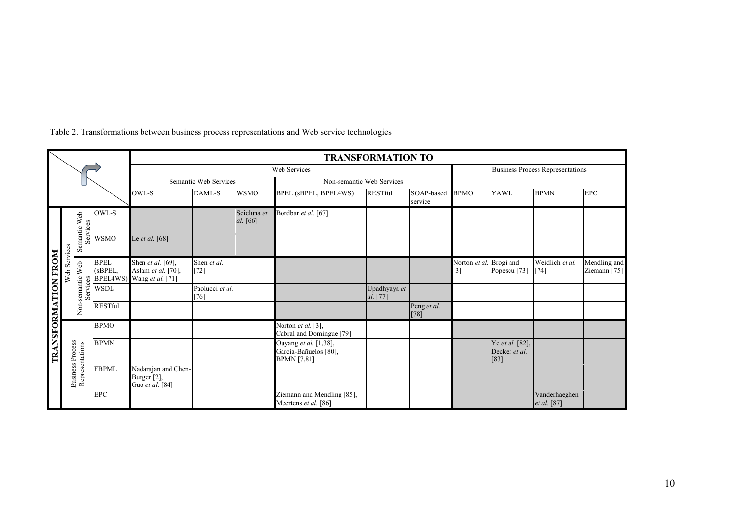Table 2. Transformations between business process representations and Web service technologies

| TRANSFORMATION FROM | | | TRANSFORMATION TO | | | | | | | | | |
|---|---|---|---|---|---|---|---|---|---|---|---|---|
| | | | Web Services | | | | | | Business Process Representations | | | |
| | | | Semantic Web Services | | | Non-semantic Web Services | | | | | | |
| | | | OWL-S | DAML-S | WSMO | BPEL (sBPEL, BPEL4WS) | RESTful | SOAP-based service | BPMO | YAWL | BPMN | EPC |
| Web Services | Semantic Web Services | OWL-S | | | Scicluna *et al.* [66] | Bordbar *et al.* [67] | | | | | | |
| | | WSMO | Le *et al.* [68] | | | | | | | | | |
| | Non-semantic Web Services | BPEL (sBPEL, BPEL4WS) | Shen *et al.* [69], Aslam *et al.* [70], Wang *et al.* [71] | Shen *et al.* [72] | | | | | Norton *et al.* [3] | Brogi and Popescu [73] | Weidlich *et al.* [74] | Mendling and Ziemann [75] |
| | | WSDL | | Paolucci *et al.* [76] | | | Upadhyaya *et al.* [77] | | | | | |
| | | RESTful | | | | | | Peng *et al.* [78] | | | | |
| Business Process Representations | | BPMO | | | | Norton *et al.* [3], Cabral and Domingue [79] | | | | | | |
| | | BPMN | | | | Ouyang *et al.* [1,38], García-Bañuelos [80], BPMN [7,81] | | | | Ye *et al.* [82], Decker *et al.* [83] | | |
| | | FBPML | Nadarajan and Chen-Burger [2], Guo *et al.* [84] | | | | | | | | | |
| | | EPC | | | | Ziemann and Mendling [85], Meertens *et al.* [86] | | | | | Vanderhaeghen *et al.* [87] | |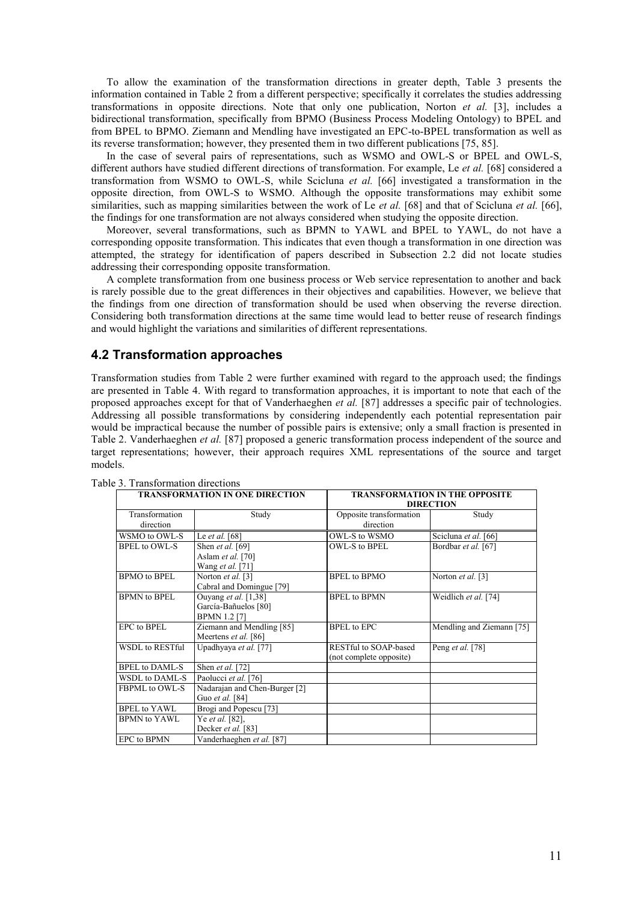To allow the examination of the transformation directions in greater depth, Table 3 presents the information contained in Table 2 from a different perspective; specifically it correlates the studies addressing transformations in opposite directions. Note that only one publication, Norton *et al.* [3], includes a bidirectional transformation, specifically from BPMO (Business Process Modeling Ontology) to BPEL and from BPEL to BPMO. Ziemann and Mendling have investigated an EPC-to-BPEL transformation as well as its reverse transformation; however, they presented them in two different publications [75, 85].

In the case of several pairs of representations, such as WSMO and OWL-S or BPEL and OWL-S, different authors have studied different directions of transformation. For example, Le *et al.* [68] considered a transformation from WSMO to OWL-S, while Scicluna *et al.* [66] investigated a transformation in the opposite direction, from OWL-S to WSMO. Although the opposite transformations may exhibit some similarities, such as mapping similarities between the work of Le *et al.* [68] and that of Scicluna *et al.* [66], the findings for one transformation are not always considered when studying the opposite direction.

Moreover, several transformations, such as BPMN to YAWL and BPEL to YAWL, do not have a corresponding opposite transformation. This indicates that even though a transformation in one direction was attempted, the strategy for identification of papers described in Subsection 2.2 did not locate studies addressing their corresponding opposite transformation.

A complete transformation from one business process or Web service representation to another and back is rarely possible due to the great differences in their objectives and capabilities. However, we believe that the findings from one direction of transformation should be used when observing the reverse direction. Considering both transformation directions at the same time would lead to better reuse of research findings and would highlight the variations and similarities of different representations.

## 4.2 Transformation approaches

Transformation studies from Table 2 were further examined with regard to the approach used; the findings are presented in Table 4. With regard to transformation approaches, it is important to note that each of the proposed approaches except for that of Vanderhaeghen *et al.* [87] addresses a specific pair of technologies. Addressing all possible transformations by considering independently each potential representation pair would be impractical because the number of possible pairs is extensive; only a small fraction is presented in Table 2. Vanderhaeghen *et al.* [87] proposed a generic transformation process independent of the source and target representations; however, their approach requires XML representations of the source and target models.

Table 3. Transformation directions

| TRANSFORMATION IN ONE DIRECTION | | TRANSFORMATION IN THE OPPOSITE DIRECTION | |
|---|---|---|---|
| Transformation direction | Study | Opposite transformation direction | Study |
| WSMO to OWL-S | Le *et al.* [68] | OWL-S to WSMO | Scicluna *et al.* [66] |
| BPEL to OWL-S | Shen *et al.* [69]<br>Aslam *et al.* [70]<br>Wang *et al.* [71] | OWL-S to BPEL | Bordbar *et al.* [67] |
| BPMO to BPEL | Norton *et al.* [3]<br>Cabral and Domingue [79] | BPEL to BPMO | Norton *et al.* [3] |
| BPMN to BPEL | Ouyang *et al.* [1,38]<br>García-Bañuelos [80]<br>BPMN 1.2 [7] | BPEL to BPMN | Weidlich *et al.* [74] |
| EPC to BPEL | Ziemann and Mendling [85]<br>Meertens *et al.* [86] | BPEL to EPC | Mendling and Ziemann [75] |
| WSDL to RESTful | Upadhyaya *et al.* [77] | RESTful to SOAP-based (not complete opposite) | Peng *et al.* [78] |
| BPEL to DAML-S | Shen *et al.* [72] | | |
| WSDL to DAML-S | Paolucci *et al.* [76] | | |
| FBPML to OWL-S | Nadarajan and Chen-Burger [2]<br>Guo *et al.* [84] | | |
| BPEL to YAWL | Brogi and Popescu [73] | | |
| BPMN to YAWL | Ye *et al.* [82],<br>Decker *et al.* [83] | | |
| EPC to BPMN | Vanderhaeghen *et al.* [87] | | |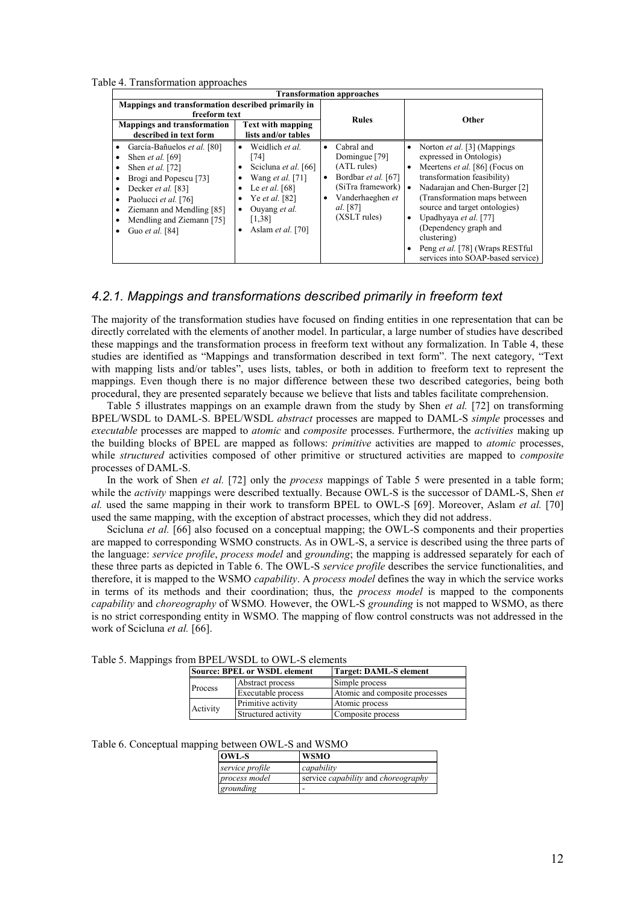Table 4. Transformation approaches

| Transformation approaches | | | |
|---|---|---|---|
| Mappings and transformation described primarily in freeform text | | Rules | Other |
| Mappings and transformation described in text form | Text with mapping lists and/or tables | | |
| • García-Bañuelos *et al.* [80]<br>• Shen *et al.* [69]<br>• Shen *et al.* [72]<br>• Brogi and Popescu [73]<br>• Decker *et al.* [83]<br>• Paolucci *et al.* [76]<br>• Ziemann and Mendling [85]<br>• Mendling and Ziemann [75]<br>• Guo *et al.* [84] | • Weidlich *et al.* [74]<br>• Scicluna *et al.* [66]<br>• Wang *et al.* [71]<br>• Le *et al.* [68]<br>• Ye *et al.* [82]<br>• Ouyang *et al.* [1,38]<br>• Aslam *et al.* [70] | • Cabral and Domingue [79] (ATL rules)<br>• Bordbar *et al.* [67] (SiTra framework)<br>• Vanderhaeghen *et al.* [87] (XSLT rules) | • Norton *et al.* [3] (Mappings expressed in Ontologis)<br>• Meertens *et al.* [86] (Focus on transformation feasibility)<br>• Nadarajan and Chen-Burger [2] (Transformation maps between source and target ontologies)<br>• Upadhyaya *et al.* [77] (Dependency graph and clustering)<br>• Peng *et al.* [78] (Wraps RESTful services into SOAP-based service) |

### *4.2.1. Mappings and transformations described primarily in freeform text*

The majority of the transformation studies have focused on finding entities in one representation that can be directly correlated with the elements of another model. In particular, a large number of studies have described these mappings and the transformation process in freeform text without any formalization. In Table 4, these studies are identified as "Mappings and transformation described in text form". The next category, "Text with mapping lists and/or tables", uses lists, tables, or both in addition to freeform text to represent the mappings. Even though there is no major difference between these two described categories, being both procedural, they are presented separately because we believe that lists and tables facilitate comprehension.

Table 5 illustrates mappings on an example drawn from the study by Shen *et al.* [72] on transforming BPEL/WSDL to DAML-S. BPEL/WSDL *abstract* processes are mapped to DAML-S *simple* processes and *executable* processes are mapped to *atomic* and *composite* processes. Furthermore, the *activities* making up the building blocks of BPEL are mapped as follows: *primitive* activities are mapped to *atomic* processes, while *structured* activities composed of other primitive or structured activities are mapped to *composite* processes of DAML-S.

In the work of Shen *et al.* [72] only the *process* mappings of Table 5 were presented in a table form; while the *activity* mappings were described textually. Because OWL-S is the successor of DAML-S, Shen *et al.* used the same mapping in their work to transform BPEL to OWL-S [69]. Moreover, Aslam *et al.* [70] used the same mapping, with the exception of abstract processes, which they did not address.

Scicluna *et al.* [66] also focused on a conceptual mapping; the OWL-S components and their properties are mapped to corresponding WSMO constructs. As in OWL-S, a service is described using the three parts of the language: *service profile*, *process model* and *grounding*; the mapping is addressed separately for each of these three parts as depicted in Table 6. The OWL-S *service profile* describes the service functionalities, and therefore, it is mapped to the WSMO *capability*. A *process model* defines the way in which the service works in terms of its methods and their coordination; thus, the *process model* is mapped to the components *capability* and *choreography* of WSMO. However, the OWL-S *grounding* is not mapped to WSMO, as there is no strict corresponding entity in WSMO. The mapping of flow control constructs was not addressed in the work of Scicluna *et al.* [66].

Table 5. Mappings from BPEL/WSDL to OWL-S elements

| Source: BPEL or WSDL element | | Target: DAML-S element |
|---|---|---|
| Process | Abstract process | Simple process |
| | Executable process | Atomic and composite processes |
| Activity | Primitive activity | Atomic process |
| | Structured activity | Composite process |

Table 6. Conceptual mapping between OWL-S and WSMO

| OWL-S | WSMO |
|---|---|
| *service profile* | *capability* |
| *process model* | service *capability* and *choreography* |
| *grounding* | - |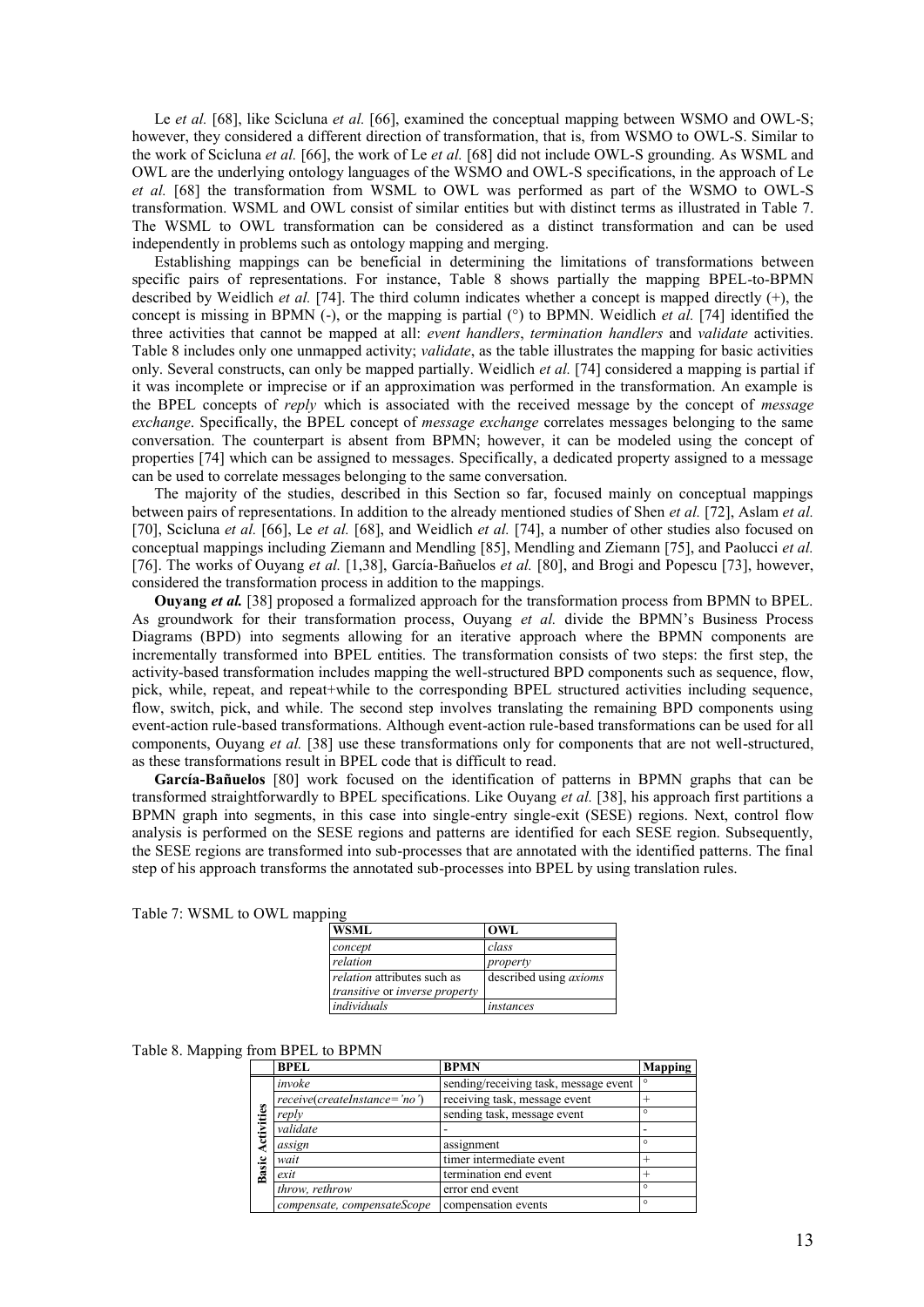Le *et al.* [68], like Scicluna *et al.* [66], examined the conceptual mapping between WSMO and OWL-S; however, they considered a different direction of transformation, that is, from WSMO to OWL-S. Similar to the work of Scicluna *et al.* [66], the work of Le *et al.* [68] did not include OWL-S grounding. As WSML and OWL are the underlying ontology languages of the WSMO and OWL-S specifications, in the approach of Le *et al.* [68] the transformation from WSML to OWL was performed as part of the WSMO to OWL-S transformation. WSML and OWL consist of similar entities but with distinct terms as illustrated in Table 7. The WSML to OWL transformation can be considered as a distinct transformation and can be used independently in problems such as ontology mapping and merging.

Establishing mappings can be beneficial in determining the limitations of transformations between specific pairs of representations. For instance, Table 8 shows partially the mapping BPEL-to-BPMN described by Weidlich *et al.* [74]. The third column indicates whether a concept is mapped directly (+), the concept is missing in BPMN (-), or the mapping is partial (°) to BPMN. Weidlich *et al.* [74] identified the three activities that cannot be mapped at all: *event handlers*, *termination handlers* and *validate* activities. Table 8 includes only one unmapped activity; *validate*, as the table illustrates the mapping for basic activities only. Several constructs, can only be mapped partially. Weidlich *et al.* [74] considered a mapping is partial if it was incomplete or imprecise or if an approximation was performed in the transformation. An example is the BPEL concepts of *reply* which is associated with the received message by the concept of *message exchange*. Specifically, the BPEL concept of *message exchange* correlates messages belonging to the same conversation. The counterpart is absent from BPMN; however, it can be modeled using the concept of properties [74] which can be assigned to messages. Specifically, a dedicated property assigned to a message can be used to correlate messages belonging to the same conversation.

The majority of the studies, described in this Section so far, focused mainly on conceptual mappings between pairs of representations. In addition to the already mentioned studies of Shen *et al.* [72], Aslam *et al.* [70], Scicluna *et al.* [66], Le *et al.* [68], and Weidlich *et al.* [74], a number of other studies also focused on conceptual mappings including Ziemann and Mendling [85], Mendling and Ziemann [75], and Paolucci *et al.* [76]. The works of Ouyang *et al.* [1,38], García-Bañuelos *et al.* [80], and Brogi and Popescu [73], however, considered the transformation process in addition to the mappings.

**Ouyang *et al.*** [38] proposed a formalized approach for the transformation process from BPMN to BPEL. As groundwork for their transformation process, Ouyang *et al.* divide the BPMN's Business Process Diagrams (BPD) into segments allowing for an iterative approach where the BPMN components are incrementally transformed into BPEL entities. The transformation consists of two steps: the first step, the activity-based transformation includes mapping the well-structured BPD components such as sequence, flow, pick, while, repeat, and repeat+while to the corresponding BPEL structured activities including sequence, flow, switch, pick, and while. The second step involves translating the remaining BPD components using event-action rule-based transformations. Although event-action rule-based transformations can be used for all components, Ouyang *et al.* [38] use these transformations only for components that are not well-structured, as these transformations result in BPEL code that is difficult to read.

**García-Bañuelos** [80] work focused on the identification of patterns in BPMN graphs that can be transformed straightforwardly to BPEL specifications. Like Ouyang *et al.* [38], his approach first partitions a BPMN graph into segments, in this case into single-entry single-exit (SESE) regions. Next, control flow analysis is performed on the SESE regions and patterns are identified for each SESE region. Subsequently, the SESE regions are transformed into sub-processes that are annotated with the identified patterns. The final step of his approach transforms the annotated sub-processes into BPEL by using translation rules.

Table 7: WSML to OWL mapping

| WSML | OWL |
|---|---|
| *concept* | *class* |
| *relation* | *property* |
| *relation* attributes such as *transitive* or *inverse property* | described using *axioms* |
| *individuals* | *instances* |

Table 8. Mapping from BPEL to BPMN

| | BPEL | BPMN | Mapping |
|---|---|---|---|
| Basic Activities | *invoke* | sending/receiving task, message event | ° |
| | *receive(createInstance='no')* | receiving task, message event | + |
| | *reply* | sending task, message event | ° |
| | *validate* | - | - |
| | *assign* | assignment | ° |
| | *wait* | timer intermediate event | + |
| | *exit* | termination end event | + |
| | *throw, rethrow* | error end event | ° |
| | *compensate, compensateScope* | compensation events | ° |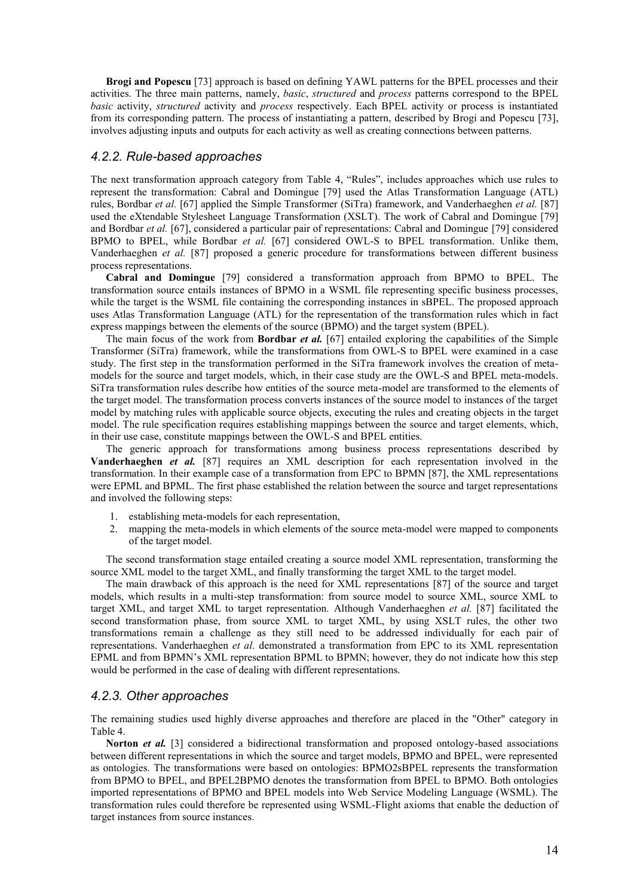**Brogi and Popescu** [73] approach is based on defining YAWL patterns for the BPEL processes and their activities. The three main patterns, namely, *basic*, *structured* and *process* patterns correspond to the BPEL *basic* activity, *structured* activity and *process* respectively. Each BPEL activity or process is instantiated from its corresponding pattern. The process of instantiating a pattern, described by Brogi and Popescu [73], involves adjusting inputs and outputs for each activity as well as creating connections between patterns.

### *4.2.2. Rule-based approaches*

The next transformation approach category from Table 4, "Rules", includes approaches which use rules to represent the transformation: Cabral and Domingue [79] used the Atlas Transformation Language (ATL) rules, Bordbar *et al.* [67] applied the Simple Transformer (SiTra) framework, and Vanderhaeghen *et al.* [87] used the eXtendable Stylesheet Language Transformation (XSLT). The work of Cabral and Domingue [79] and Bordbar *et al.* [67], considered a particular pair of representations: Cabral and Domingue [79] considered BPMO to BPEL, while Bordbar *et al.* [67] considered OWL-S to BPEL transformation. Unlike them, Vanderhaeghen *et al.* [87] proposed a generic procedure for transformations between different business process representations.

**Cabral and Domingue** [79] considered a transformation approach from BPMO to BPEL. The transformation source entails instances of BPMO in a WSML file representing specific business processes, while the target is the WSML file containing the corresponding instances in sBPEL. The proposed approach uses Atlas Transformation Language (ATL) for the representation of the transformation rules which in fact express mappings between the elements of the source (BPMO) and the target system (BPEL).

The main focus of the work from **Bordbar** ***et al.*** [67] entailed exploring the capabilities of the Simple Transformer (SiTra) framework, while the transformations from OWL-S to BPEL were examined in a case study. The first step in the transformation performed in the SiTra framework involves the creation of meta-models for the source and target models, which, in their case study are the OWL-S and BPEL meta-models. SiTra transformation rules describe how entities of the source meta-model are transformed to the elements of the target model. The transformation process converts instances of the source model to instances of the target model by matching rules with applicable source objects, executing the rules and creating objects in the target model. The rule specification requires establishing mappings between the source and target elements, which, in their use case, constitute mappings between the OWL-S and BPEL entities.

The generic approach for transformations among business process representations described by **Vanderhaeghen** ***et al.*** [87] requires an XML description for each representation involved in the transformation. In their example case of a transformation from EPC to BPMN [87], the XML representations were EPML and BPML. The first phase established the relation between the source and target representations and involved the following steps:

1. establishing meta-models for each representation,
2. mapping the meta-models in which elements of the source meta-model were mapped to components of the target model.

The second transformation stage entailed creating a source model XML representation, transforming the source XML model to the target XML, and finally transforming the target XML to the target model.

The main drawback of this approach is the need for XML representations [87] of the source and target models, which results in a multi-step transformation: from source model to source XML, source XML to target XML, and target XML to target representation. Although Vanderhaeghen *et al.* [87] facilitated the second transformation phase, from source XML to target XML, by using XSLT rules, the other two transformations remain a challenge as they still need to be addressed individually for each pair of representations. Vanderhaeghen *et al.* demonstrated a transformation from EPC to its XML representation EPML and from BPMN's XML representation BPML to BPMN; however, they do not indicate how this step would be performed in the case of dealing with different representations.

### *4.2.3. Other approaches*

The remaining studies used highly diverse approaches and therefore are placed in the "Other" category in Table 4.

**Norton** ***et al.*** [3] considered a bidirectional transformation and proposed ontology-based associations between different representations in which the source and target models, BPMO and BPEL, were represented as ontologies. The transformations were based on ontologies: BPMO2sBPEL represents the transformation from BPMO to BPEL, and BPEL2BPMO denotes the transformation from BPEL to BPMO. Both ontologies imported representations of BPMO and BPEL models into Web Service Modeling Language (WSML). The transformation rules could therefore be represented using WSML-Flight axioms that enable the deduction of target instances from source instances.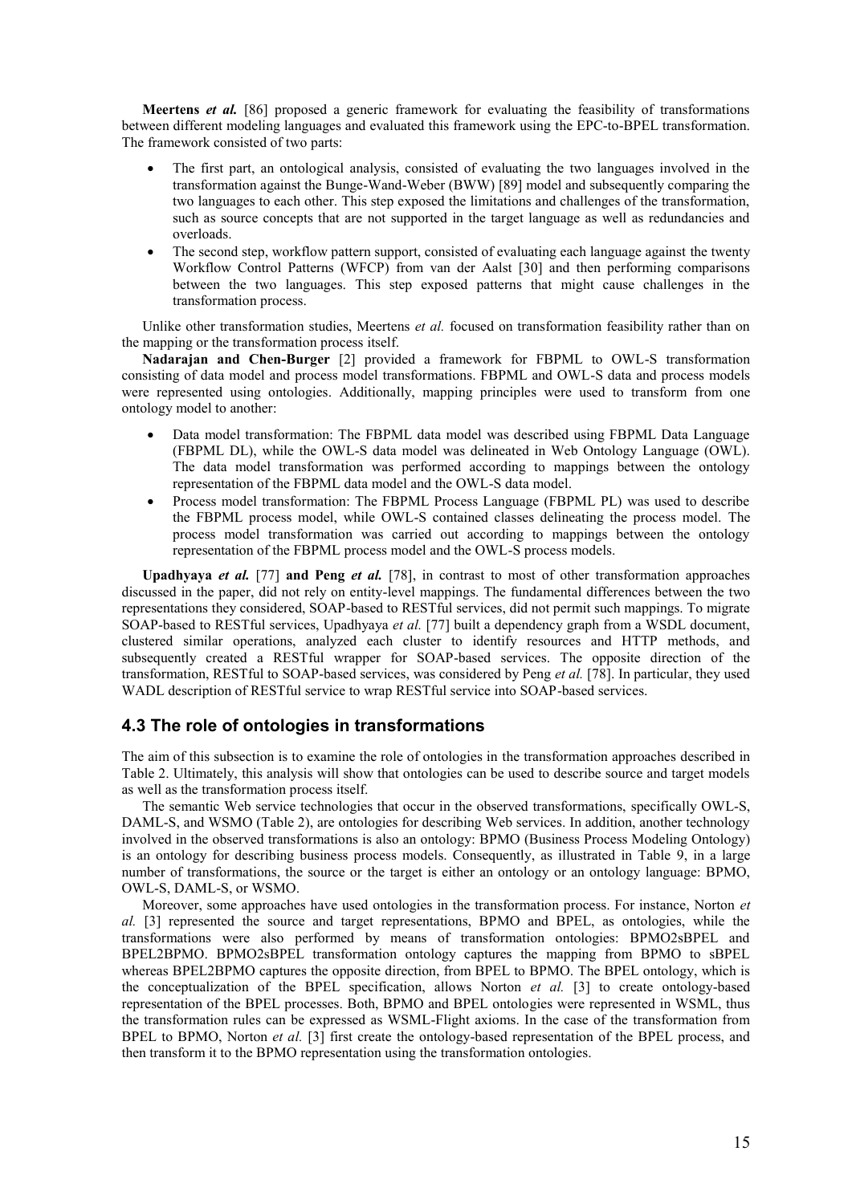**Meertens *et al.*** [86] proposed a generic framework for evaluating the feasibility of transformations between different modeling languages and evaluated this framework using the EPC-to-BPEL transformation. The framework consisted of two parts:

- The first part, an ontological analysis, consisted of evaluating the two languages involved in the transformation against the Bunge-Wand-Weber (BWW) [89] model and subsequently comparing the two languages to each other. This step exposed the limitations and challenges of the transformation, such as source concepts that are not supported in the target language as well as redundancies and overloads.
- The second step, workflow pattern support, consisted of evaluating each language against the twenty Workflow Control Patterns (WFCP) from van der Aalst [30] and then performing comparisons between the two languages. This step exposed patterns that might cause challenges in the transformation process.

Unlike other transformation studies, Meertens *et al.* focused on transformation feasibility rather than on the mapping or the transformation process itself.

**Nadarajan and Chen-Burger** [2] provided a framework for FBPML to OWL-S transformation consisting of data model and process model transformations. FBPML and OWL-S data and process models were represented using ontologies. Additionally, mapping principles were used to transform from one ontology model to another:

- Data model transformation: The FBPML data model was described using FBPML Data Language (FBPML DL), while the OWL-S data model was delineated in Web Ontology Language (OWL). The data model transformation was performed according to mappings between the ontology representation of the FBPML data model and the OWL-S data model.
- Process model transformation: The FBPML Process Language (FBPML PL) was used to describe the FBPML process model, while OWL-S contained classes delineating the process model. The process model transformation was carried out according to mappings between the ontology representation of the FBPML process model and the OWL-S process models.

**Upadhyaya *et al.*** [77] **and Peng *et al.*** [78], in contrast to most of other transformation approaches discussed in the paper, did not rely on entity-level mappings. The fundamental differences between the two representations they considered, SOAP-based to RESTful services, did not permit such mappings. To migrate SOAP-based to RESTful services, Upadhyaya *et al.* [77] built a dependency graph from a WSDL document, clustered similar operations, analyzed each cluster to identify resources and HTTP methods, and subsequently created a RESTful wrapper for SOAP-based services. The opposite direction of the transformation, RESTful to SOAP-based services, was considered by Peng *et al.* [78]. In particular, they used WADL description of RESTful service to wrap RESTful service into SOAP-based services.

## 4.3 The role of ontologies in transformations

The aim of this subsection is to examine the role of ontologies in the transformation approaches described in Table 2. Ultimately, this analysis will show that ontologies can be used to describe source and target models as well as the transformation process itself.

The semantic Web service technologies that occur in the observed transformations, specifically OWL-S, DAML-S, and WSMO (Table 2), are ontologies for describing Web services. In addition, another technology involved in the observed transformations is also an ontology: BPMO (Business Process Modeling Ontology) is an ontology for describing business process models. Consequently, as illustrated in Table 9, in a large number of transformations, the source or the target is either an ontology or an ontology language: BPMO, OWL-S, DAML-S, or WSMO.

Moreover, some approaches have used ontologies in the transformation process. For instance, Norton *et al.* [3] represented the source and target representations, BPMO and BPEL, as ontologies, while the transformations were also performed by means of transformation ontologies: BPMO2sBPEL and BPEL2BPMO. BPMO2sBPEL transformation ontology captures the mapping from BPMO to sBPEL whereas BPEL2BPMO captures the opposite direction, from BPEL to BPMO. The BPEL ontology, which is the conceptualization of the BPEL specification, allows Norton *et al.* [3] to create ontology-based representation of the BPEL processes. Both, BPMO and BPEL ontologies were represented in WSML, thus the transformation rules can be expressed as WSML-Flight axioms. In the case of the transformation from BPEL to BPMO, Norton *et al.* [3] first create the ontology-based representation of the BPEL process, and then transform it to the BPMO representation using the transformation ontologies.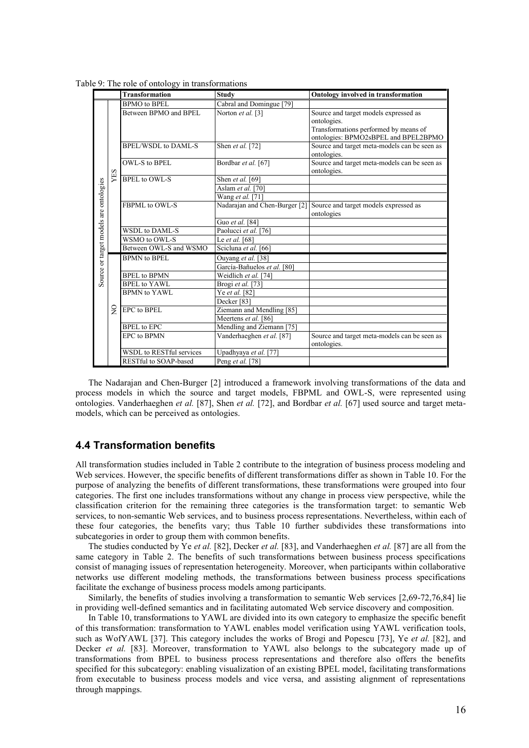Table 9: The role of ontology in transformations

| | | Transformation | Study | Ontology involved in transformation |
|---|---|---|---|---|
| Source or target models are ontologies | YES | BPMO to BPEL | Cabral and Domingue [79] | |
| | | Between BPMO and BPEL | Norton *et al.* [3] | Source and target models expressed as ontologies. Transformations performed by means of ontologies: BPMO2sBPEL and BPEL2BPMO |
| | | BPEL/WSDL to DAML-S | Shen *et al.* [72] | Source and target meta-models can be seen as ontologies. |
| | | OWL-S to BPEL | Bordbar *et al.* [67] | Source and target meta-models can be seen as ontologies. |
| | | BPEL to OWL-S | Shen *et al.* [69] | |
| | | | Aslam *et al.* [70] | |
| | | | Wang *et al.* [71] | |
| | | FBPML to OWL-S | Nadarajan and Chen-Burger [2] | Source and target models expressed as ontologies |
| | | | Guo *et al.* [84] | |
| | | WSDL to DAML-S | Paolucci *et al.* [76] | |
| | | WSMO to OWL-S | Le *et al.* [68] | |
| | | Between OWL-S and WSMO | Scicluna *et al.* [66] | |
| | NO | BPMN to BPEL | Ouyang *et al.* [38] | |
| | | | García-Bañuelos *et al.* [80] | |
| | | BPEL to BPMN | Weidlich *et al.* [74] | |
| | | BPEL to YAWL | Brogi *et al.* [73] | |
| | | BPMN to YAWL | Ye *et al.* [82] | |
| | | | Decker [83] | |
| | | EPC to BPEL | Ziemann and Mendling [85] | |
| | | | Meertens *et al.* [86] | |
| | | BPEL to EPC | Mendling and Ziemann [75] | |
| | | EPC to BPMN | Vanderhaeghen *et al.* [87] | Source and target meta-models can be seen as ontologies. |
| | | WSDL to RESTful services | Upadhyaya *et al.* [77] | |
| | | RESTful to SOAP-based | Peng *et al.* [78] | |

The Nadarajan and Chen-Burger [2] introduced a framework involving transformations of the data and process models in which the source and target models, FBPML and OWL-S, were represented using ontologies. Vanderhaeghen *et al.* [87], Shen *et al.* [72], and Bordbar *et al.* [67] used source and target meta-models, which can be perceived as ontologies.

## 4.4 Transformation benefits

All transformation studies included in Table 2 contribute to the integration of business process modeling and Web services. However, the specific benefits of different transformations differ as shown in Table 10. For the purpose of analyzing the benefits of different transformations, these transformations were grouped into four categories. The first one includes transformations without any change in process view perspective, while the classification criterion for the remaining three categories is the transformation target: to semantic Web services, to non-semantic Web services, and to business process representations. Nevertheless, within each of these four categories, the benefits vary; thus Table 10 further subdivides these transformations into subcategories in order to group them with common benefits.

The studies conducted by Ye *et al.* [82], Decker *et al.* [83], and Vanderhaeghen *et al.* [87] are all from the same category in Table 2. The benefits of such transformations between business process specifications consist of managing issues of representation heterogeneity. Moreover, when participants within collaborative networks use different modeling methods, the transformations between business process specifications facilitate the exchange of business process models among participants.

Similarly, the benefits of studies involving a transformation to semantic Web services [2,69-72,76,84] lie in providing well-defined semantics and in facilitating automated Web service discovery and composition.

In Table 10, transformations to YAWL are divided into its own category to emphasize the specific benefit of this transformation: transformation to YAWL enables model verification using YAWL verification tools, such as WofYAWL [37]. This category includes the works of Brogi and Popescu [73], Ye *et al.* [82], and Decker *et al.* [83]. Moreover, transformation to YAWL also belongs to the subcategory made up of transformations from BPEL to business process representations and therefore also offers the benefits specified for this subcategory: enabling visualization of an existing BPEL model, facilitating transformations from executable to business process models and vice versa, and assisting alignment of representations through mappings.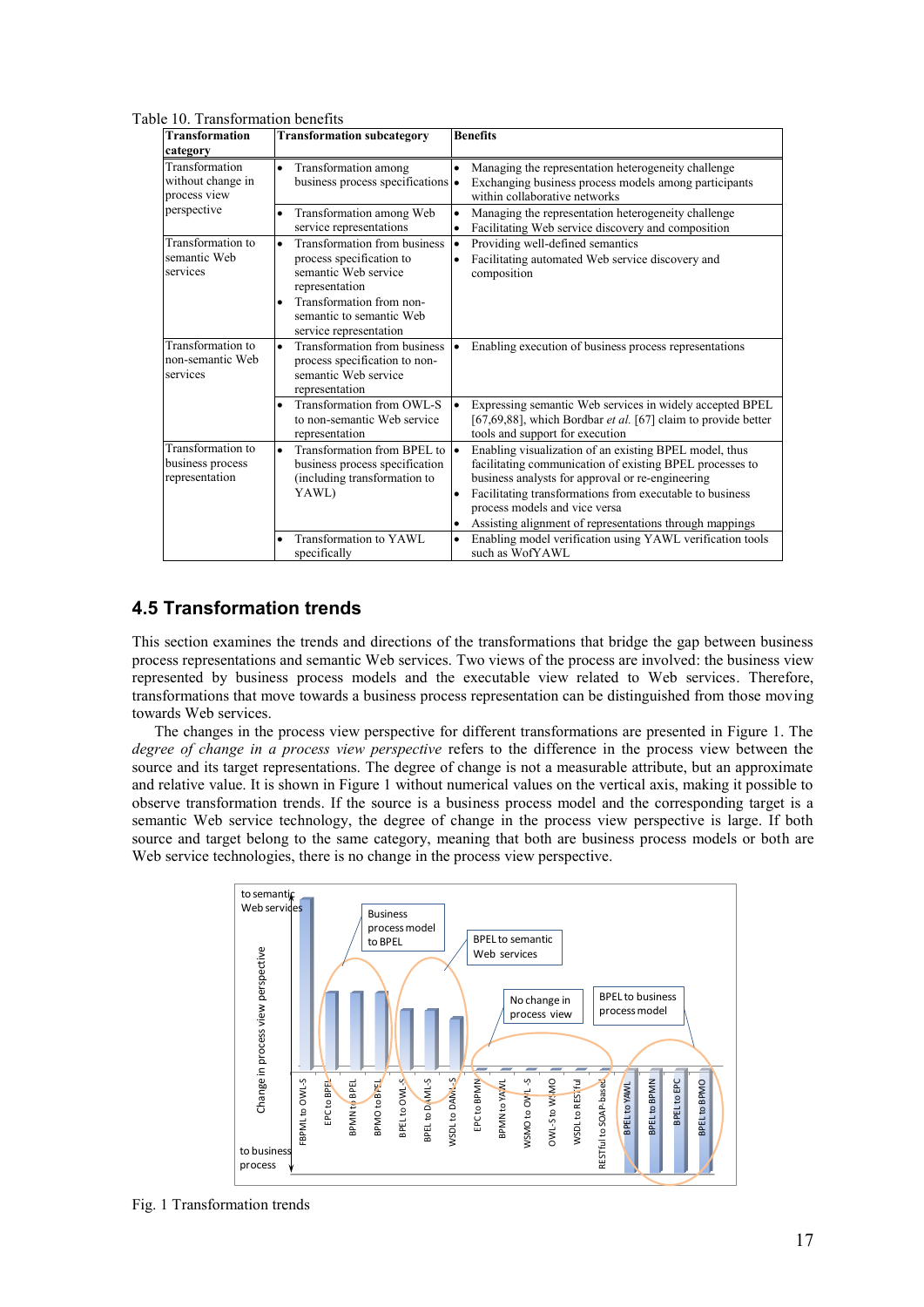Table 10. Transformation benefits

| Transformation category | Transformation subcategory | Benefits |
|---|---|---|
| Transformation without change in process view perspective | • Transformation among business process specifications | • Managing the representation heterogeneity challenge<br>• Exchanging business process models among participants within collaborative networks |
| | • Transformation among Web service representations | • Managing the representation heterogeneity challenge<br>• Facilitating Web service discovery and composition |
| Transformation to semantic Web services | • Transformation from business process specification to semantic Web service representation<br>• Transformation from non-semantic to semantic Web service representation | • Providing well-defined semantics<br>• Facilitating automated Web service discovery and composition |
| Transformation to non-semantic Web services | • Transformation from business process specification to non-semantic Web service representation | • Enabling execution of business process representations |
| | • Transformation from OWL-S to non-semantic Web service representation | • Expressing semantic Web services in widely accepted BPEL [67,69,88], which Bordbar *et al.* [67] claim to provide better tools and support for execution |
| Transformation to business process representation | • Transformation from BPEL to business process specification (including transformation to YAWL) | • Enabling visualization of an existing BPEL model, thus facilitating communication of existing BPEL processes to business analysts for approval or re-engineering<br>• Facilitating transformations from executable to business process models and vice versa<br>• Assisting alignment of representations through mappings |
| | • Transformation to YAWL specifically | • Enabling model verification using YAWL verification tools such as WofYAWL |

## 4.5 Transformation trends

This section examines the trends and directions of the transformations that bridge the gap between business process representations and semantic Web services. Two views of the process are involved: the business view represented by business process models and the executable view related to Web services. Therefore, transformations that move towards a business process representation can be distinguished from those moving towards Web services.

The changes in the process view perspective for different transformations are presented in Figure 1. The *degree of change in a process view perspective* refers to the difference in the process view between the source and its target representations. The degree of change is not a measurable attribute, but an approximate and relative value. It is shown in Figure 1 without numerical values on the vertical axis, making it possible to observe transformation trends. If the source is a business process model and the corresponding target is a semantic Web service technology, the degree of change in the process view perspective is large. If both source and target belong to the same category, meaning that both are business process models or both are Web service technologies, there is no change in the process view perspective.

Fig. 1 Transformation trends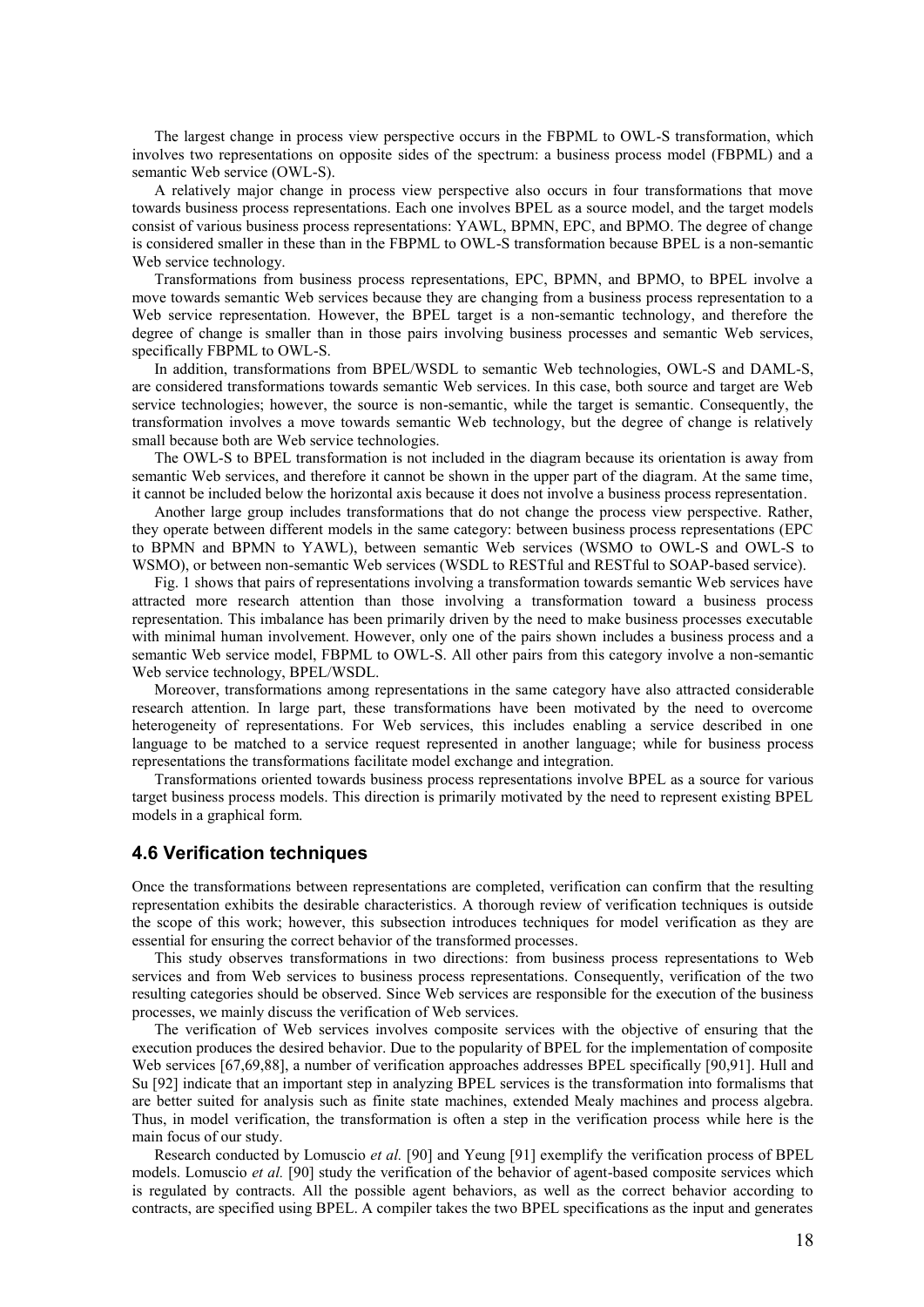The largest change in process view perspective occurs in the FBPML to OWL-S transformation, which involves two representations on opposite sides of the spectrum: a business process model (FBPML) and a semantic Web service (OWL-S).

A relatively major change in process view perspective also occurs in four transformations that move towards business process representations. Each one involves BPEL as a source model, and the target models consist of various business process representations: YAWL, BPMN, EPC, and BPMO. The degree of change is considered smaller in these than in the FBPML to OWL-S transformation because BPEL is a non-semantic Web service technology.

Transformations from business process representations, EPC, BPMN, and BPMO, to BPEL involve a move towards semantic Web services because they are changing from a business process representation to a Web service representation. However, the BPEL target is a non-semantic technology, and therefore the degree of change is smaller than in those pairs involving business processes and semantic Web services, specifically FBPML to OWL-S.

In addition, transformations from BPEL/WSDL to semantic Web technologies, OWL-S and DAML-S, are considered transformations towards semantic Web services. In this case, both source and target are Web service technologies; however, the source is non-semantic, while the target is semantic. Consequently, the transformation involves a move towards semantic Web technology, but the degree of change is relatively small because both are Web service technologies.

The OWL-S to BPEL transformation is not included in the diagram because its orientation is away from semantic Web services, and therefore it cannot be shown in the upper part of the diagram. At the same time, it cannot be included below the horizontal axis because it does not involve a business process representation.

Another large group includes transformations that do not change the process view perspective. Rather, they operate between different models in the same category: between business process representations (EPC to BPMN and BPMN to YAWL), between semantic Web services (WSMO to OWL-S and OWL-S to WSMO), or between non-semantic Web services (WSDL to RESTful and RESTful to SOAP-based service).

Fig. 1 shows that pairs of representations involving a transformation towards semantic Web services have attracted more research attention than those involving a transformation toward a business process representation. This imbalance has been primarily driven by the need to make business processes executable with minimal human involvement. However, only one of the pairs shown includes a business process and a semantic Web service model, FBPML to OWL-S. All other pairs from this category involve a non-semantic Web service technology, BPEL/WSDL.

Moreover, transformations among representations in the same category have also attracted considerable research attention. In large part, these transformations have been motivated by the need to overcome heterogeneity of representations. For Web services, this includes enabling a service described in one language to be matched to a service request represented in another language; while for business process representations the transformations facilitate model exchange and integration.

Transformations oriented towards business process representations involve BPEL as a source for various target business process models. This direction is primarily motivated by the need to represent existing BPEL models in a graphical form.

## 4.6 Verification techniques

Once the transformations between representations are completed, verification can confirm that the resulting representation exhibits the desirable characteristics. A thorough review of verification techniques is outside the scope of this work; however, this subsection introduces techniques for model verification as they are essential for ensuring the correct behavior of the transformed processes.

This study observes transformations in two directions: from business process representations to Web services and from Web services to business process representations. Consequently, verification of the two resulting categories should be observed. Since Web services are responsible for the execution of the business processes, we mainly discuss the verification of Web services.

The verification of Web services involves composite services with the objective of ensuring that the execution produces the desired behavior. Due to the popularity of BPEL for the implementation of composite Web services [67,69,88], a number of verification approaches addresses BPEL specifically [90,91]. Hull and Su [92] indicate that an important step in analyzing BPEL services is the transformation into formalisms that are better suited for analysis such as finite state machines, extended Mealy machines and process algebra. Thus, in model verification, the transformation is often a step in the verification process while here is the main focus of our study.

Research conducted by Lomuscio *et al.* [90] and Yeung [91] exemplify the verification process of BPEL models. Lomuscio *et al.* [90] study the verification of the behavior of agent-based composite services which is regulated by contracts. All the possible agent behaviors, as well as the correct behavior according to contracts, are specified using BPEL. A compiler takes the two BPEL specifications as the input and generates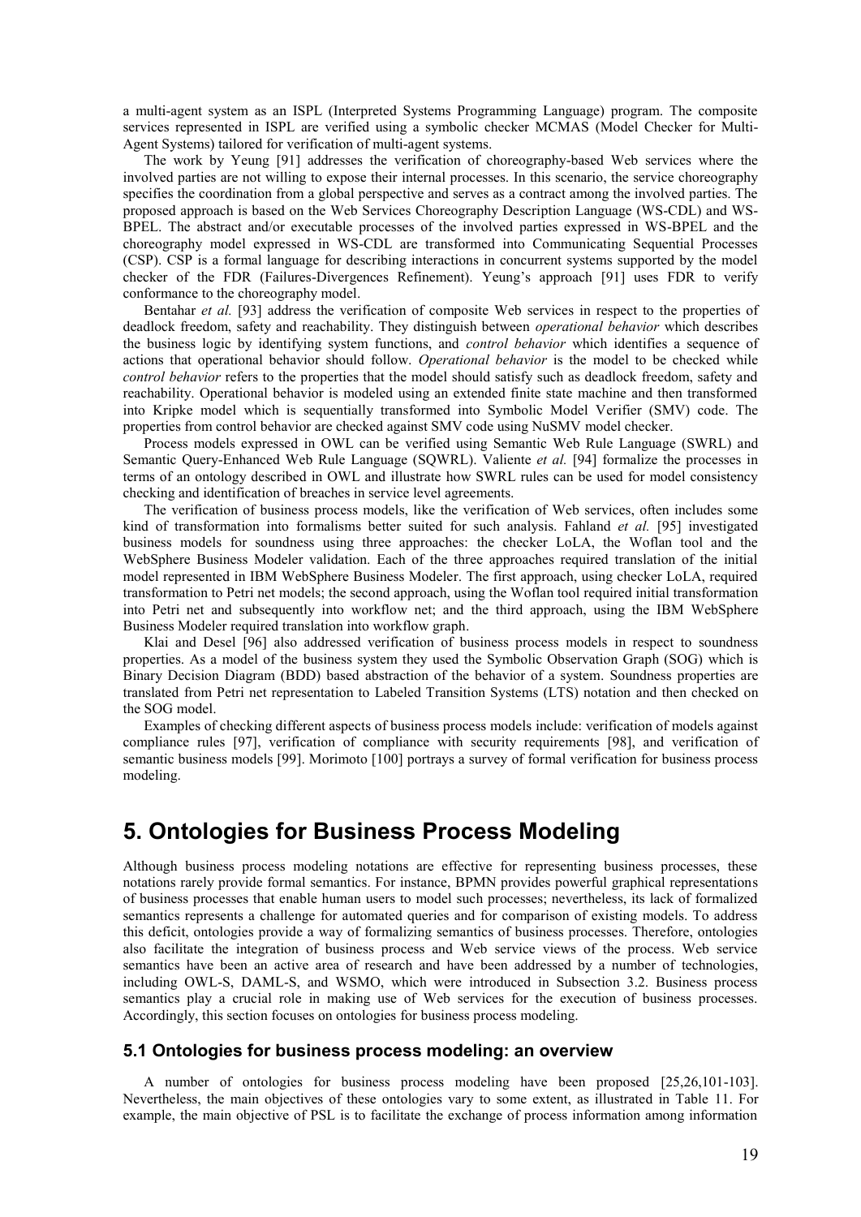a multi-agent system as an ISPL (Interpreted Systems Programming Language) program. The composite services represented in ISPL are verified using a symbolic checker MCMAS (Model Checker for Multi-Agent Systems) tailored for verification of multi-agent systems.

The work by Yeung [91] addresses the verification of choreography-based Web services where the involved parties are not willing to expose their internal processes. In this scenario, the service choreography specifies the coordination from a global perspective and serves as a contract among the involved parties. The proposed approach is based on the Web Services Choreography Description Language (WS-CDL) and WS-BPEL. The abstract and/or executable processes of the involved parties expressed in WS-BPEL and the choreography model expressed in WS-CDL are transformed into Communicating Sequential Processes (CSP). CSP is a formal language for describing interactions in concurrent systems supported by the model checker of the FDR (Failures-Divergences Refinement). Yeung's approach [91] uses FDR to verify conformance to the choreography model.

Bentahar *et al.* [93] address the verification of composite Web services in respect to the properties of deadlock freedom, safety and reachability. They distinguish between *operational behavior* which describes the business logic by identifying system functions, and *control behavior* which identifies a sequence of actions that operational behavior should follow. *Operational behavior* is the model to be checked while *control behavior* refers to the properties that the model should satisfy such as deadlock freedom, safety and reachability. Operational behavior is modeled using an extended finite state machine and then transformed into Kripke model which is sequentially transformed into Symbolic Model Verifier (SMV) code. The properties from control behavior are checked against SMV code using NuSMV model checker.

Process models expressed in OWL can be verified using Semantic Web Rule Language (SWRL) and Semantic Query-Enhanced Web Rule Language (SQWRL). Valiente *et al.* [94] formalize the processes in terms of an ontology described in OWL and illustrate how SWRL rules can be used for model consistency checking and identification of breaches in service level agreements.

The verification of business process models, like the verification of Web services, often includes some kind of transformation into formalisms better suited for such analysis. Fahland *et al.* [95] investigated business models for soundness using three approaches: the checker LoLA, the Woflan tool and the WebSphere Business Modeler validation. Each of the three approaches required translation of the initial model represented in IBM WebSphere Business Modeler. The first approach, using checker LoLA, required transformation to Petri net models; the second approach, using the Woflan tool required initial transformation into Petri net and subsequently into workflow net; and the third approach, using the IBM WebSphere Business Modeler required translation into workflow graph.

Klai and Desel [96] also addressed verification of business process models in respect to soundness properties. As a model of the business system they used the Symbolic Observation Graph (SOG) which is Binary Decision Diagram (BDD) based abstraction of the behavior of a system. Soundness properties are translated from Petri net representation to Labeled Transition Systems (LTS) notation and then checked on the SOG model.

Examples of checking different aspects of business process models include: verification of models against compliance rules [97], verification of compliance with security requirements [98], and verification of semantic business models [99]. Morimoto [100] portrays a survey of formal verification for business process modeling.

# 5. Ontologies for Business Process Modeling

Although business process modeling notations are effective for representing business processes, these notations rarely provide formal semantics. For instance, BPMN provides powerful graphical representations of business processes that enable human users to model such processes; nevertheless, its lack of formalized semantics represents a challenge for automated queries and for comparison of existing models. To address this deficit, ontologies provide a way of formalizing semantics of business processes. Therefore, ontologies also facilitate the integration of business process and Web service views of the process. Web service semantics have been an active area of research and have been addressed by a number of technologies, including OWL-S, DAML-S, and WSMO, which were introduced in Subsection 3.2. Business process semantics play a crucial role in making use of Web services for the execution of business processes. Accordingly, this section focuses on ontologies for business process modeling.

## 5.1 Ontologies for business process modeling: an overview

A number of ontologies for business process modeling have been proposed [25,26,101-103]. Nevertheless, the main objectives of these ontologies vary to some extent, as illustrated in Table 11. For example, the main objective of PSL is to facilitate the exchange of process information among information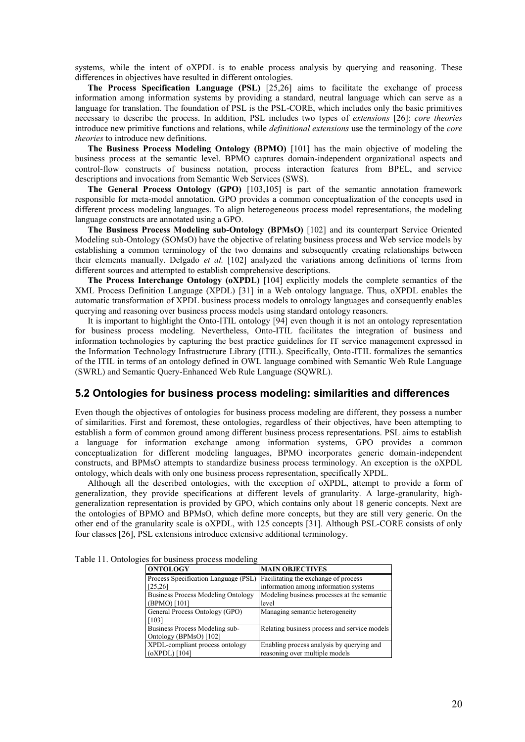systems, while the intent of oXPDL is to enable process analysis by querying and reasoning. These differences in objectives have resulted in different ontologies.

**The Process Specification Language (PSL)** [25,26] aims to facilitate the exchange of process information among information systems by providing a standard, neutral language which can serve as a language for translation. The foundation of PSL is the PSL-CORE, which includes only the basic primitives necessary to describe the process. In addition, PSL includes two types of *extensions* [26]: *core theories* introduce new primitive functions and relations, while *definitional extensions* use the terminology of the *core theories* to introduce new definitions.

**The Business Process Modeling Ontology (BPMO)** [101] has the main objective of modeling the business process at the semantic level. BPMO captures domain-independent organizational aspects and control-flow constructs of business notation, process interaction features from BPEL, and service descriptions and invocations from Semantic Web Services (SWS).

**The General Process Ontology (GPO)** [103,105] is part of the semantic annotation framework responsible for meta-model annotation. GPO provides a common conceptualization of the concepts used in different process modeling languages. To align heterogeneous process model representations, the modeling language constructs are annotated using a GPO.

**The Business Process Modeling sub-Ontology (BPMsO)** [102] and its counterpart Service Oriented Modeling sub-Ontology (SOMsO) have the objective of relating business process and Web service models by establishing a common terminology of the two domains and subsequently creating relationships between their elements manually. Delgado *et al.* [102] analyzed the variations among definitions of terms from different sources and attempted to establish comprehensive descriptions.

**The Process Interchange Ontology (oXPDL)** [104] explicitly models the complete semantics of the XML Process Definition Language (XPDL) [31] in a Web ontology language. Thus, oXPDL enables the automatic transformation of XPDL business process models to ontology languages and consequently enables querying and reasoning over business process models using standard ontology reasoners.

It is important to highlight the Onto-ITIL ontology [94] even though it is not an ontology representation for business process modeling. Nevertheless, Onto-ITIL facilitates the integration of business and information technologies by capturing the best practice guidelines for IT service management expressed in the Information Technology Infrastructure Library (ITIL). Specifically, Onto-ITIL formalizes the semantics of the ITIL in terms of an ontology defined in OWL language combined with Semantic Web Rule Language (SWRL) and Semantic Query-Enhanced Web Rule Language (SQWRL).

## 5.2 Ontologies for business process modeling: similarities and differences

Even though the objectives of ontologies for business process modeling are different, they possess a number of similarities. First and foremost, these ontologies, regardless of their objectives, have been attempting to establish a form of common ground among different business process representations. PSL aims to establish a language for information exchange among information systems, GPO provides a common conceptualization for different modeling languages, BPMO incorporates generic domain-independent constructs, and BPMsO attempts to standardize business process terminology. An exception is the oXPDL ontology, which deals with only one business process representation, specifically XPDL.

Although all the described ontologies, with the exception of oXPDL, attempt to provide a form of generalization, they provide specifications at different levels of granularity. A large-granularity, high-generalization representation is provided by GPO, which contains only about 18 generic concepts. Next are the ontologies of BPMO and BPMsO, which define more concepts, but they are still very generic. On the other end of the granularity scale is oXPDL, with 125 concepts [31]. Although PSL-CORE consists of only four classes [26], PSL extensions introduce extensive additional terminology.

Table 11. Ontologies for business process modeling

| ONTOLOGY | MAIN OBJECTIVES |
|---|---|
| Process Specification Language (PSL) [25,26] | Facilitating the exchange of process information among information systems |
| Business Process Modeling Ontology (BPMO) [101] | Modeling business processes at the semantic level |
| General Process Ontology (GPO) [103] | Managing semantic heterogeneity |
| Business Process Modeling sub-Ontology (BPMsO) [102] | Relating business process and service models |
| XPDL-compliant process ontology (oXPDL) [104] | Enabling process analysis by querying and reasoning over multiple models |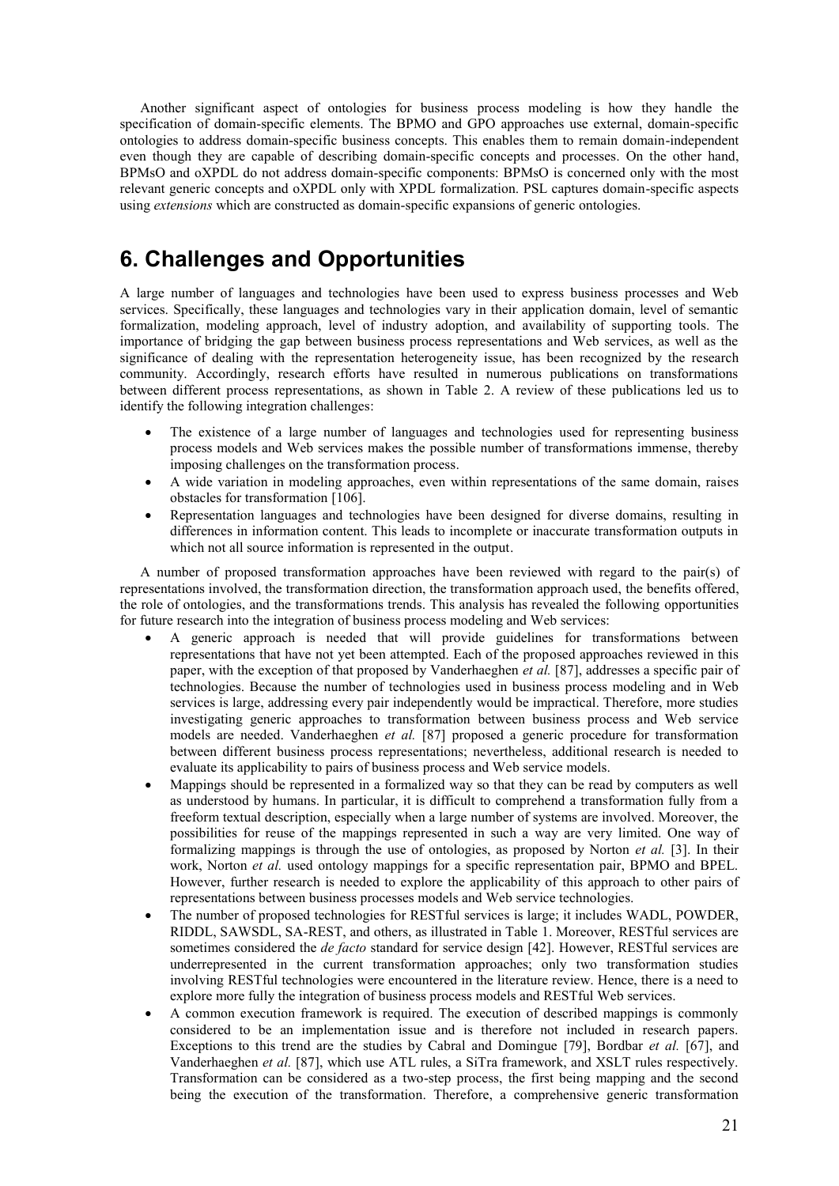Another significant aspect of ontologies for business process modeling is how they handle the specification of domain-specific elements. The BPMO and GPO approaches use external, domain-specific ontologies to address domain-specific business concepts. This enables them to remain domain-independent even though they are capable of describing domain-specific concepts and processes. On the other hand, BPMsO and oXPDL do not address domain-specific components: BPMsO is concerned only with the most relevant generic concepts and oXPDL only with XPDL formalization. PSL captures domain-specific aspects using *extensions* which are constructed as domain-specific expansions of generic ontologies.

# 6. Challenges and Opportunities

A large number of languages and technologies have been used to express business processes and Web services. Specifically, these languages and technologies vary in their application domain, level of semantic formalization, modeling approach, level of industry adoption, and availability of supporting tools. The importance of bridging the gap between business process representations and Web services, as well as the significance of dealing with the representation heterogeneity issue, has been recognized by the research community. Accordingly, research efforts have resulted in numerous publications on transformations between different process representations, as shown in Table 2. A review of these publications led us to identify the following integration challenges:

- The existence of a large number of languages and technologies used for representing business process models and Web services makes the possible number of transformations immense, thereby imposing challenges on the transformation process.
- A wide variation in modeling approaches, even within representations of the same domain, raises obstacles for transformation [106].
- Representation languages and technologies have been designed for diverse domains, resulting in differences in information content. This leads to incomplete or inaccurate transformation outputs in which not all source information is represented in the output.

A number of proposed transformation approaches have been reviewed with regard to the pair(s) of representations involved, the transformation direction, the transformation approach used, the benefits offered, the role of ontologies, and the transformations trends. This analysis has revealed the following opportunities for future research into the integration of business process modeling and Web services:

- A generic approach is needed that will provide guidelines for transformations between representations that have not yet been attempted. Each of the proposed approaches reviewed in this paper, with the exception of that proposed by Vanderhaeghen *et al.* [87], addresses a specific pair of technologies. Because the number of technologies used in business process modeling and in Web services is large, addressing every pair independently would be impractical. Therefore, more studies investigating generic approaches to transformation between business process and Web service models are needed. Vanderhaeghen *et al.* [87] proposed a generic procedure for transformation between different business process representations; nevertheless, additional research is needed to evaluate its applicability to pairs of business process and Web service models.
- Mappings should be represented in a formalized way so that they can be read by computers as well as understood by humans. In particular, it is difficult to comprehend a transformation fully from a freeform textual description, especially when a large number of systems are involved. Moreover, the possibilities for reuse of the mappings represented in such a way are very limited. One way of formalizing mappings is through the use of ontologies, as proposed by Norton *et al.* [3]. In their work, Norton *et al.* used ontology mappings for a specific representation pair, BPMO and BPEL. However, further research is needed to explore the applicability of this approach to other pairs of representations between business processes models and Web service technologies.
- The number of proposed technologies for RESTful services is large; it includes WADL, POWDER, RIDDL, SAWSDL, SA-REST, and others, as illustrated in Table 1. Moreover, RESTful services are sometimes considered the *de facto* standard for service design [42]. However, RESTful services are underrepresented in the current transformation approaches; only two transformation studies involving RESTful technologies were encountered in the literature review. Hence, there is a need to explore more fully the integration of business process models and RESTful Web services.
- A common execution framework is required. The execution of described mappings is commonly considered to be an implementation issue and is therefore not included in research papers. Exceptions to this trend are the studies by Cabral and Domingue [79], Bordbar *et al.* [67], and Vanderhaeghen *et al.* [87], which use ATL rules, a SiTra framework, and XSLT rules respectively. Transformation can be considered as a two-step process, the first being mapping and the second being the execution of the transformation. Therefore, a comprehensive generic transformation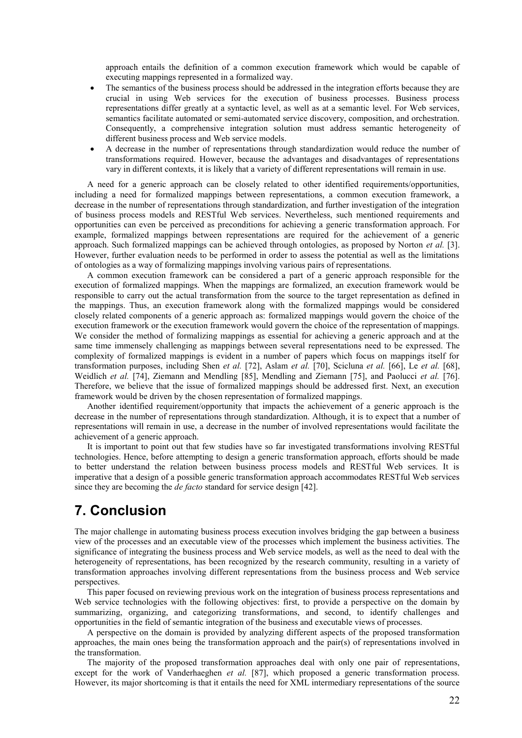approach entails the definition of a common execution framework which would be capable of executing mappings represented in a formalized way.

- The semantics of the business process should be addressed in the integration efforts because they are crucial in using Web services for the execution of business processes. Business process representations differ greatly at a syntactic level, as well as at a semantic level. For Web services, semantics facilitate automated or semi-automated service discovery, composition, and orchestration. Consequently, a comprehensive integration solution must address semantic heterogeneity of different business process and Web service models.
- A decrease in the number of representations through standardization would reduce the number of transformations required. However, because the advantages and disadvantages of representations vary in different contexts, it is likely that a variety of different representations will remain in use.

A need for a generic approach can be closely related to other identified requirements/opportunities, including a need for formalized mappings between representations, a common execution framework, a decrease in the number of representations through standardization, and further investigation of the integration of business process models and RESTful Web services. Nevertheless, such mentioned requirements and opportunities can even be perceived as preconditions for achieving a generic transformation approach. For example, formalized mappings between representations are required for the achievement of a generic approach. Such formalized mappings can be achieved through ontologies, as proposed by Norton *et al.* [3]. However, further evaluation needs to be performed in order to assess the potential as well as the limitations of ontologies as a way of formalizing mappings involving various pairs of representations.

A common execution framework can be considered a part of a generic approach responsible for the execution of formalized mappings. When the mappings are formalized, an execution framework would be responsible to carry out the actual transformation from the source to the target representation as defined in the mappings. Thus, an execution framework along with the formalized mappings would be considered closely related components of a generic approach as: formalized mappings would govern the choice of the execution framework or the execution framework would govern the choice of the representation of mappings. We consider the method of formalizing mappings as essential for achieving a generic approach and at the same time immensely challenging as mappings between several representations need to be expressed. The complexity of formalized mappings is evident in a number of papers which focus on mappings itself for transformation purposes, including Shen *et al.* [72], Aslam *et al.* [70], Scicluna *et al.* [66], Le *et al.* [68], Weidlich *et al.* [74], Ziemann and Mendling [85], Mendling and Ziemann [75], and Paolucci *et al.* [76]. Therefore, we believe that the issue of formalized mappings should be addressed first. Next, an execution framework would be driven by the chosen representation of formalized mappings.

Another identified requirement/opportunity that impacts the achievement of a generic approach is the decrease in the number of representations through standardization. Although, it is to expect that a number of representations will remain in use, a decrease in the number of involved representations would facilitate the achievement of a generic approach.

It is important to point out that few studies have so far investigated transformations involving RESTful technologies. Hence, before attempting to design a generic transformation approach, efforts should be made to better understand the relation between business process models and RESTful Web services. It is imperative that a design of a possible generic transformation approach accommodates RESTful Web services since they are becoming the *de facto* standard for service design [42].

# 7. Conclusion

The major challenge in automating business process execution involves bridging the gap between a business view of the processes and an executable view of the processes which implement the business activities. The significance of integrating the business process and Web service models, as well as the need to deal with the heterogeneity of representations, has been recognized by the research community, resulting in a variety of transformation approaches involving different representations from the business process and Web service perspectives.

This paper focused on reviewing previous work on the integration of business process representations and Web service technologies with the following objectives: first, to provide a perspective on the domain by summarizing, organizing, and categorizing transformations, and second, to identify challenges and opportunities in the field of semantic integration of the business and executable views of processes.

A perspective on the domain is provided by analyzing different aspects of the proposed transformation approaches, the main ones being the transformation approach and the pair(s) of representations involved in the transformation.

The majority of the proposed transformation approaches deal with only one pair of representations, except for the work of Vanderhaeghen *et al.* [87], which proposed a generic transformation process. However, its major shortcoming is that it entails the need for XML intermediary representations of the source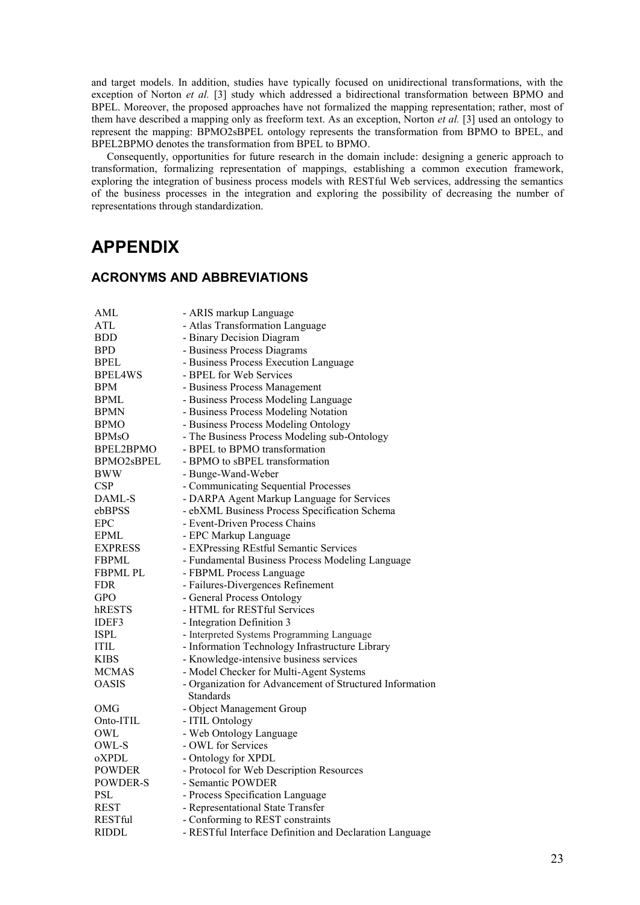and target models. In addition, studies have typically focused on unidirectional transformations, with the exception of Norton *et al.* [3] study which addressed a bidirectional transformation between BPMO and BPEL. Moreover, the proposed approaches have not formalized the mapping representation; rather, most of them have described a mapping only as freeform text. As an exception, Norton *et al.* [3] used an ontology to represent the mapping: BPMO2sBPEL ontology represents the transformation from BPMO to BPEL, and BPEL2BPMO denotes the transformation from BPEL to BPMO.

Consequently, opportunities for future research in the domain include: designing a generic approach to transformation, formalizing representation of mappings, establishing a common execution framework, exploring the integration of business process models with RESTful Web services, addressing the semantics of the business processes in the integration and exploring the possibility of decreasing the number of representations through standardization.

# APPENDIX

## ACRONYMS AND ABBREVIATIONS

| | |
|---|---|
| AML | - ARIS markup Language |
| ATL | - Atlas Transformation Language |
| BDD | - Binary Decision Diagram |
| BPD | - Business Process Diagrams |
| BPEL | - Business Process Execution Language |
| BPEL4WS | - BPEL for Web Services |
| BPM | - Business Process Management |
| BPML | - Business Process Modeling Language |
| BPMN | - Business Process Modeling Notation |
| BPMO | - Business Process Modeling Ontology |
| BPMsO | - The Business Process Modeling sub-Ontology |
| BPEL2BPMO | - BPEL to BPMO transformation |
| BPMO2sBPEL | - BPMO to sBPEL transformation |
| BWW | - Bunge-Wand-Weber |
| CSP | - Communicating Sequential Processes |
| DAML-S | - DARPA Agent Markup Language for Services |
| ebBPSS | - ebXML Business Process Specification Schema |
| EPC | - Event-Driven Process Chains |
| EPML | - EPC Markup Language |
| EXPRESS | - EXPressing REstful Semantic Services |
| FBPML | - Fundamental Business Process Modeling Language |
| FBPML PL | - FBPML Process Language |
| FDR | - Failures-Divergences Refinement |
| GPO | - General Process Ontology |
| hRESTS | - HTML for RESTful Services |
| IDEF3 | - Integration Definition 3 |
| ISPL | - Interpreted Systems Programming Language |
| ITIL | - Information Technology Infrastructure Library |
| KIBS | - Knowledge-intensive business services |
| MCMAS | - Model Checker for Multi-Agent Systems |
| OASIS | - Organization for Advancement of Structured Information Standards |
| OMG | - Object Management Group |
| Onto-ITIL | - ITIL Ontology |
| OWL | - Web Ontology Language |
| OWL-S | - OWL for Services |
| oXPDL | - Ontology for XPDL |
| POWDER | - Protocol for Web Description Resources |
| POWDER-S | - Semantic POWDER |
| PSL | - Process Specification Language |
| REST | - Representational State Transfer |
| RESTful | - Conforming to REST constraints |
| RIDDL | - RESTful Interface Definition and Declaration Language |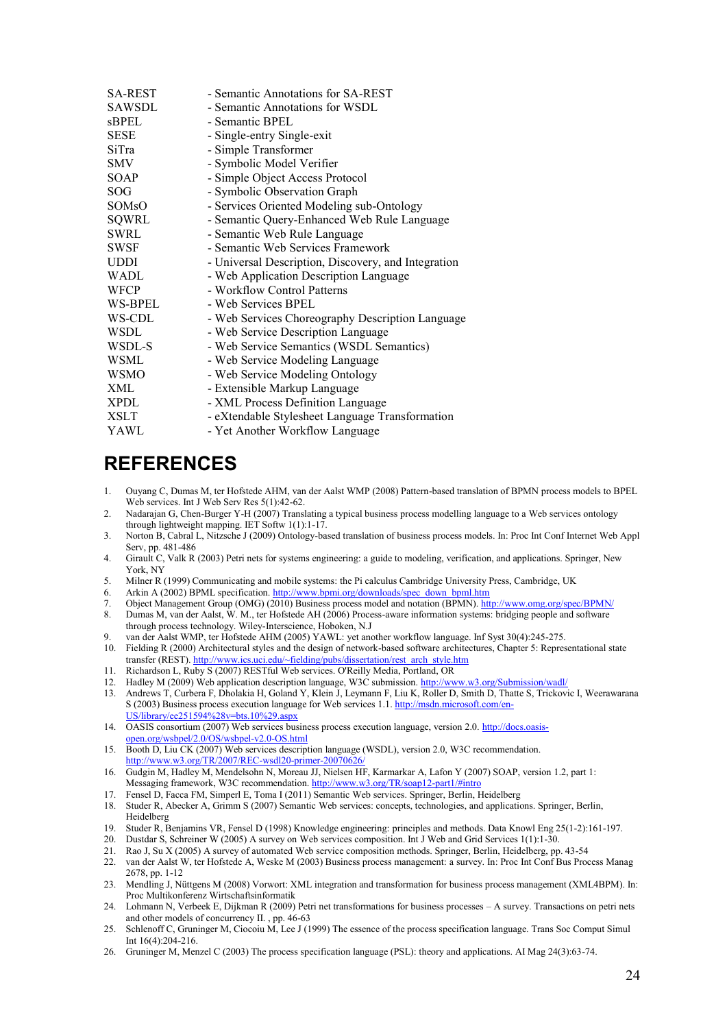| | |
|---|---|
| SA-REST | - Semantic Annotations for SA-REST |
| SAWSDL | - Semantic Annotations for WSDL |
| sBPEL | - Semantic BPEL |
| SESE | - Single-entry Single-exit |
| SiTra | - Simple Transformer |
| SMV | - Symbolic Model Verifier |
| SOAP | - Simple Object Access Protocol |
| SOG | - Symbolic Observation Graph |
| SOMsO | - Services Oriented Modeling sub-Ontology |
| SQWRL | - Semantic Query-Enhanced Web Rule Language |
| SWRL | - Semantic Web Rule Language |
| SWSF | - Semantic Web Services Framework |
| UDDI | - Universal Description, Discovery, and Integration |
| WADL | - Web Application Description Language |
| WFCP | - Workflow Control Patterns |
| WS-BPEL | - Web Services BPEL |
| WS-CDL | - Web Services Choreography Description Language |
| WSDL | - Web Service Description Language |
| WSDL-S | - Web Service Semantics (WSDL Semantics) |
| WSML | - Web Service Modeling Language |
| WSMO | - Web Service Modeling Ontology |
| XML | - Extensible Markup Language |
| XPDL | - XML Process Definition Language |
| XSLT | - eXtendable Stylesheet Language Transformation |
| YAWL | - Yet Another Workflow Language |

# REFERENCES

1. Ouyang C, Dumas M, ter Hofstede AHM, van der Aalst WMP (2008) Pattern-based translation of BPMN process models to BPEL Web services. Int J Web Serv Res 5(1):42-62.
2. Nadarajan G, Chen-Burger Y-H (2007) Translating a typical business process modelling language to a Web services ontology through lightweight mapping. IET Softw 1(1):1-17.
3. Norton B, Cabral L, Nitzsche J (2009) Ontology-based translation of business process models. In: Proc Int Conf Internet Web Appl Serv, pp. 481-486
4. Girault C, Valk R (2003) Petri nets for systems engineering: a guide to modeling, verification, and applications. Springer, New York, NY
5. Milner R (1999) Communicating and mobile systems: the Pi calculus Cambridge University Press, Cambridge, UK
6. Arkin A (2002) BPML specification. http://www.bpmi.org/downloads/spec_down_bpml.htm
7. Object Management Group (OMG) (2010) Business process model and notation (BPMN). http://www.omg.org/spec/BPMN/
8. Dumas M, van der Aalst, W. M., ter Hofstede AH (2006) Process-aware information systems: bridging people and software through process technology. Wiley-Interscience, Hoboken, N.J
9. van der Aalst WMP, ter Hofstede AHM (2005) YAWL: yet another workflow language. Inf Syst 30(4):245-275.
10. Fielding R (2000) Architectural styles and the design of network-based software architectures, Chapter 5: Representational state transfer (REST). http://www.ics.uci.edu/~fielding/pubs/dissertation/rest_arch_style.htm
11. Richardson L, Ruby S (2007) RESTful Web services. O'Reilly Media, Portland, OR
12. Hadley M (2009) Web application description language, W3C submission. http://www.w3.org/Submission/wadl/
13. Andrews T, Curbera F, Dholakia H, Goland Y, Klein J, Leymann F, Liu K, Roller D, Smith D, Thatte S, Trickovic I, Weerawarana S (2003) Business process execution language for Web services 1.1. http://msdn.microsoft.com/en-US/library/ee251594%28v=bts.10%29.aspx
14. OASIS consortium (2007) Web services business process execution language, version 2.0. http://docs.oasis-open.org/wsbpel/2.0/OS/wsbpel-v2.0-OS.html
15. Booth D, Liu CK (2007) Web services description language (WSDL), version 2.0, W3C recommendation. http://www.w3.org/TR/2007/REC-wsdl20-primer-20070626/
16. Gudgin M, Hadley M, Mendelsohn N, Moreau JJ, Nielsen HF, Karmarkar A, Lafon Y (2007) SOAP, version 1.2, part 1: Messaging framework, W3C recommendation. http://www.w3.org/TR/soap12-part1/#intro
17. Fensel D, Facca FM, Simperl E, Toma I (2011) Semantic Web services. Springer, Berlin, Heidelberg
18. Studer R, Abecker A, Grimm S (2007) Semantic Web services: concepts, technologies, and applications. Springer, Berlin, Heidelberg
19. Studer R, Benjamins VR, Fensel D (1998) Knowledge engineering: principles and methods. Data Knowl Eng 25(1-2):161-197.
20. Dustdar S, Schreiner W (2005) A survey on Web services composition. Int J Web and Grid Services 1(1):1-30.
21. Rao J, Su X (2005) A survey of automated Web service composition methods. Springer, Berlin, Heidelberg, pp. 43-54
22. van der Aalst W, ter Hofstede A, Weske M (2003) Business process management: a survey. In: Proc Int Conf Bus Process Manag 2678, pp. 1-12
23. Mendling J, Nüttgens M (2008) Vorwort: XML integration and transformation for business process management (XML4BPM). In: Proc Multikonferenz Wirtschaftsinformatik
24. Lohmann N, Verbeek E, Dijkman R (2009) Petri net transformations for business processes – A survey. Transactions on petri nets and other models of concurrency II. , pp. 46-63
25. Schlenoff C, Gruninger M, Ciocoiu M, Lee J (1999) The essence of the process specification language. Trans Soc Comput Simul Int 16(4):204-216.
26. Gruninger M, Menzel C (2003) The process specification language (PSL): theory and applications. AI Mag 24(3):63-74.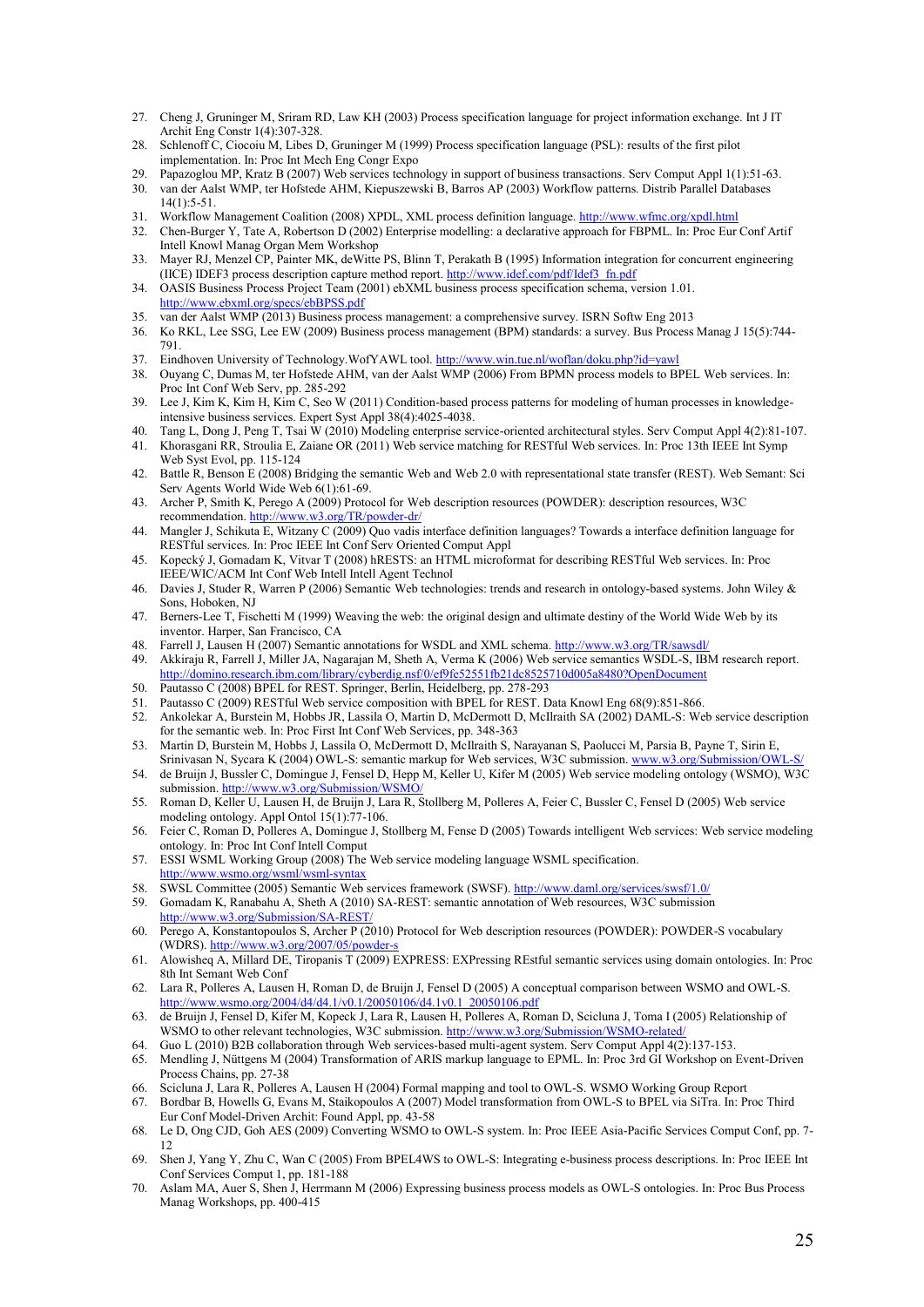27. Cheng J, Gruninger M, Sriram RD, Law KH (2003) Process specification language for project information exchange. Int J IT Archit Eng Constr 1(4):307-328.
28. Schlenoff C, Ciocoiu M, Libes D, Gruninger M (1999) Process specification language (PSL): results of the first pilot implementation. In: Proc Int Mech Eng Congr Expo
29. Papazoglou MP, Kratz B (2007) Web services technology in support of business transactions. Serv Comput Appl 1(1):51-63.
30. van der Aalst WMP, ter Hofstede AHM, Kiepuszewski B, Barros AP (2003) Workflow patterns. Distrib Parallel Databases 14(1):5-51.
31. Workflow Management Coalition (2008) XPDL, XML process definition language. http://www.wfmc.org/xpdl.html
32. Chen-Burger Y, Tate A, Robertson D (2002) Enterprise modelling: a declarative approach for FBPML. In: Proc Eur Conf Artif Intell Knowl Manag Organ Mem Workshop
33. Mayer RJ, Menzel CP, Painter MK, deWitte PS, Blinn T, Perakath B (1995) Information integration for concurrent engineering (IICE) IDEF3 process description capture method report. http://www.idef.com/pdf/Idef3_fn.pdf
34. OASIS Business Process Project Team (2001) ebXML business process specification schema, version 1.01. http://www.ebxml.org/specs/ebBPSS.pdf
35. van der Aalst WMP (2013) Business process management: a comprehensive survey. ISRN Softw Eng 2013
36. Ko RKL, Lee SSG, Lee EW (2009) Business process management (BPM) standards: a survey. Bus Process Manag J 15(5):744-791.
37. Eindhoven University of Technology.WofYAWL tool. http://www.win.tue.nl/woflan/doku.php?id=yawl
38. Ouyang C, Dumas M, ter Hofstede AHM, van der Aalst WMP (2006) From BPMN process models to BPEL Web services. In: Proc Int Conf Web Serv, pp. 285-292
39. Lee J, Kim K, Kim H, Kim C, Seo W (2011) Condition-based process patterns for modeling of human processes in knowledge-intensive business services. Expert Syst Appl 38(4):4025-4038.
40. Tang L, Dong J, Peng T, Tsai W (2010) Modeling enterprise service-oriented architectural styles. Serv Comput Appl 4(2):81-107.
41. Khorasgani RR, Stroulia E, Zaiane OR (2011) Web service matching for RESTful Web services. In: Proc 13th IEEE Int Symp Web Syst Evol, pp. 115-124
42. Battle R, Benson E (2008) Bridging the semantic Web and Web 2.0 with representational state transfer (REST). Web Semant: Sci Serv Agents World Wide Web 6(1):61-69.
43. Archer P, Smith K, Perego A (2009) Protocol for Web description resources (POWDER): description resources, W3C recommendation. http://www.w3.org/TR/powder-dr/
44. Mangler J, Schikuta E, Witzany C (2009) Quo vadis interface definition languages? Towards a interface definition language for RESTful services. In: Proc IEEE Int Conf Serv Oriented Comput Appl
45. Kopecký J, Gomadam K, Vitvar T (2008) hRESTS: an HTML microformat for describing RESTful Web services. In: Proc IEEE/WIC/ACM Int Conf Web Intell Intell Agent Technol
46. Davies J, Studer R, Warren P (2006) Semantic Web technologies: trends and research in ontology-based systems. John Wiley & Sons, Hoboken, NJ
47. Berners-Lee T, Fischetti M (1999) Weaving the web: the original design and ultimate destiny of the World Wide Web by its inventor. Harper, San Francisco, CA
48. Farrell J, Lausen H (2007) Semantic annotations for WSDL and XML schema. http://www.w3.org/TR/sawsdl/
49. Akkiraju R, Farrell J, Miller JA, Nagarajan M, Sheth A, Verma K (2006) Web service semantics WSDL-S, IBM research report. http://domino.research.ibm.com/library/cyberdig.nsf/0/ef9fe52551fb21dc8525710d005a8480?OpenDocument
50. Pautasso C (2008) BPEL for REST. Springer, Berlin, Heidelberg, pp. 278-293
51. Pautasso C (2009) RESTful Web service composition with BPEL for REST. Data Knowl Eng 68(9):851-866.
52. Ankolekar A, Burstein M, Hobbs JR, Lassila O, Martin D, McDermott D, McIlraith SA (2002) DAML-S: Web service description for the semantic web. In: Proc First Int Conf Web Services, pp. 348-363
53. Martin D, Burstein M, Hobbs J, Lassila O, McDermott D, McIlraith S, Narayanan S, Paolucci M, Parsia B, Payne T, Sirin E, Srinivasan N, Sycara K (2004) OWL-S: semantic markup for Web services, W3C submission. www.w3.org/Submission/OWL-S/
54. de Bruijn J, Bussler C, Domingue J, Fensel D, Hepp M, Keller U, Kifer M (2005) Web service modeling ontology (WSMO), W3C submission. http://www.w3.org/Submission/WSMO/
55. Roman D, Keller U, Lausen H, de Bruijn J, Lara R, Stollberg M, Polleres A, Feier C, Bussler C, Fensel D (2005) Web service modeling ontology. Appl Ontol 15(1):77-106.
56. Feier C, Roman D, Polleres A, Domingue J, Stollberg M, Fense D (2005) Towards intelligent Web services: Web service modeling ontology. In: Proc Int Conf Intell Comput
57. ESSI WSML Working Group (2008) The Web service modeling language WSML specification. http://www.wsmo.org/wsml/wsml-syntax
58. SWSL Committee (2005) Semantic Web services framework (SWSF). http://www.daml.org/services/swsf/1.0/
59. Gomadam K, Ranabahu A, Sheth A (2010) SA-REST: semantic annotation of Web resources, W3C submission http://www.w3.org/Submission/SA-REST/
60. Perego A, Konstantopoulos S, Archer P (2010) Protocol for Web description resources (POWDER): POWDER-S vocabulary (WDRS). http://www.w3.org/2007/05/powder-s
61. Alowisheq A, Millard DE, Tiropanis T (2009) EXPRESS: EXPressing REstful semantic services using domain ontologies. In: Proc 8th Int Semant Web Conf
62. Lara R, Polleres A, Lausen H, Roman D, de Bruijn J, Fensel D (2005) A conceptual comparison between WSMO and OWL-S. http://www.wsmo.org/2004/d4/d4.1/v0.1/20050106/d4.1v0.1_20050106.pdf
63. de Bruijn J, Fensel D, Kifer M, Kopeck J, Lara R, Lausen H, Polleres A, Roman D, Scicluna J, Toma I (2005) Relationship of WSMO to other relevant technologies, W3C submission. http://www.w3.org/Submission/WSMO-related/
64. Guo L (2010) B2B collaboration through Web services-based multi-agent system. Serv Comput Appl 4(2):137-153.
65. Mendling J, Nüttgens M (2004) Transformation of ARIS markup language to EPML. In: Proc 3rd GI Workshop on Event-Driven Process Chains, pp. 27-38
66. Scicluna J, Lara R, Polleres A, Lausen H (2004) Formal mapping and tool to OWL-S. WSMO Working Group Report
67. Bordbar B, Howells G, Evans M, Staikopoulos A (2007) Model transformation from OWL-S to BPEL via SiTra. In: Proc Third Eur Conf Model-Driven Archit: Found Appl, pp. 43-58
68. Le D, Ong CJD, Goh AES (2009) Converting WSMO to OWL-S system. In: Proc IEEE Asia-Pacific Services Comput Conf, pp. 7-12
69. Shen J, Yang Y, Zhu C, Wan C (2005) From BPEL4WS to OWL-S: Integrating e-business process descriptions. In: Proc IEEE Int Conf Services Comput 1, pp. 181-188
70. Aslam MA, Auer S, Shen J, Herrmann M (2006) Expressing business process models as OWL-S ontologies. In: Proc Bus Process Manag Workshops, pp. 400-415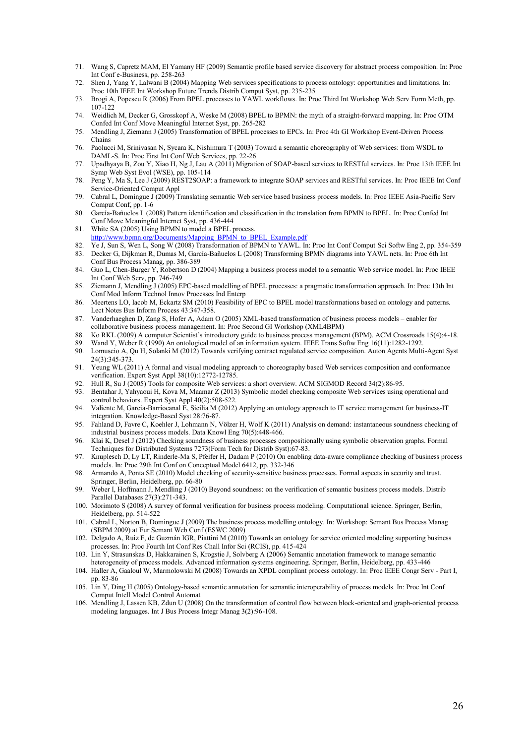71. Wang S, Capretz MAM, El Yamany HF (2009) Semantic profile based service discovery for abstract process composition. In: Proc Int Conf e-Business, pp. 258-263
72. Shen J, Yang Y, Lalwani B (2004) Mapping Web services specifications to process ontology: opportunities and limitations. In: Proc 10th IEEE Int Workshop Future Trends Distrib Comput Syst, pp. 235-235
73. Brogi A, Popescu R (2006) From BPEL processes to YAWL workflows. In: Proc Third Int Workshop Web Serv Form Meth, pp. 107-122
74. Weidlich M, Decker G, Grosskopf A, Weske M (2008) BPEL to BPMN: the myth of a straight-forward mapping. In: Proc OTM Confed Int Conf Move Meaningful Internet Syst, pp. 265-282
75. Mendling J, Ziemann J (2005) Transformation of BPEL processes to EPCs. In: Proc 4th GI Workshop Event-Driven Process Chains
76. Paolucci M, Srinivasan N, Sycara K, Nishimura T (2003) Toward a semantic choreography of Web services: from WSDL to DAML-S. In: Proc First Int Conf Web Services, pp. 22-26
77. Upadhyaya B, Zou Y, Xiao H, Ng J, Lau A (2011) Migration of SOAP-based services to RESTful services. In: Proc 13th IEEE Int Symp Web Syst Evol (WSE), pp. 105-114
78. Peng Y, Ma S, Lee J (2009) REST2SOAP: a framework to integrate SOAP services and RESTful services. In: Proc IEEE Int Conf Service-Oriented Comput Appl
79. Cabral L, Domingue J (2009) Translating semantic Web service based business process models. In: Proc IEEE Asia-Pacific Serv Comput Conf, pp. 1-6
80. García-Bañuelos L (2008) Pattern identification and classification in the translation from BPMN to BPEL. In: Proc Confed Int Conf Move Meaningful Internet Syst, pp. 436-444
81. White SA (2005) Using BPMN to model a BPEL process. http://www.bpmn.org/Documents/Mapping_BPMN_to_BPEL_Example.pdf
82. Ye J, Sun S, Wen L, Song W (2008) Transformation of BPMN to YAWL. In: Proc Int Conf Comput Sci Softw Eng 2, pp. 354-359
83. Decker G, Dijkman R, Dumas M, García-Bañuelos L (2008) Transforming BPMN diagrams into YAWL nets. In: Proc 6th Int Conf Bus Process Manag, pp. 386-389
84. Guo L, Chen-Burger Y, Robertson D (2004) Mapping a business process model to a semantic Web service model. In: Proc IEEE Int Conf Web Serv, pp. 746-749
85. Ziemann J, Mendling J (2005) EPC-based modelling of BPEL processes: a pragmatic transformation approach. In: Proc 13th Int Conf Mod Inform Technol Innov Processes Ind Enterp
86. Meertens LO, Iacob M, Eckartz SM (2010) Feasibility of EPC to BPEL model transformations based on ontology and patterns. Lect Notes Bus Inform Process 43:347-358.
87. Vanderhaeghen D, Zang S, Hofer A, Adam O (2005) XML-based transformation of business process models – enabler for collaborative business process management. In: Proc Second GI Workshop (XML4BPM)
88. Ko RKL (2009) A computer Scientist's introductory guide to business process management (BPM). ACM Crossroads 15(4):4-18.
89. Wand Y, Weber R (1990) An ontological model of an information system. IEEE Trans Softw Eng 16(11):1282-1292.
90. Lomuscio A, Qu H, Solanki M (2012) Towards verifying contract regulated service composition. Auton Agents Multi-Agent Syst 24(3):345-373.
91. Yeung WL (2011) A formal and visual modeling approach to choreography based Web services composition and conformance verification. Expert Syst Appl 38(10):12772-12785.
92. Hull R, Su J (2005) Tools for composite Web services: a short overview. ACM SIGMOD Record 34(2):86-95.
93. Bentahar J, Yahyaoui H, Kova M, Maamar Z (2013) Symbolic model checking composite Web services using operational and control behaviors. Expert Syst Appl 40(2):508-522.
94. Valiente M, Garcia-Barriocanal E, Sicilia M (2012) Applying an ontology approach to IT service management for business-IT integration. Knowledge-Based Syst 28:76-87.
95. Fahland D, Favre C, Koehler J, Lohmann N, Völzer H, Wolf K (2011) Analysis on demand: instantaneous soundness checking of industrial business process models. Data Knowl Eng 70(5):448-466.
96. Klai K, Desel J (2012) Checking soundness of business processes compositionally using symbolic observation graphs. Formal Techniques for Distributed Systems 7273(Form Tech for Distrib Syst):67-83.
97. Knuplesch D, Ly LT, Rinderle-Ma S, Pfeifer H, Dadam P (2010) On enabling data-aware compliance checking of business process models. In: Proc 29th Int Conf on Conceptual Model 6412, pp. 332-346
98. Armando A, Ponta SE (2010) Model checking of security-sensitive business processes. Formal aspects in security and trust. Springer, Berlin, Heidelberg, pp. 66-80
99. Weber I, Hoffmann J, Mendling J (2010) Beyond soundness: on the verification of semantic business process models. Distrib Parallel Databases 27(3):271-343.
100. Morimoto S (2008) A survey of formal verification for business process modeling. Computational science. Springer, Berlin, Heidelberg, pp. 514-522
101. Cabral L, Norton B, Domingue J (2009) The business process modelling ontology. In: Workshop: Semant Bus Process Manag (SBPM 2009) at Eur Semant Web Conf (ESWC 2009)
102. Delgado A, Ruiz F, de Guzmán IGR, Piattini M (2010) Towards an ontology for service oriented modeling supporting business processes. In: Proc Fourth Int Conf Res Chall Infor Sci (RCIS), pp. 415-424
103. Lin Y, Strasunskas D, Hakkarainen S, Krogstie J, Solvberg A (2006) Semantic annotation framework to manage semantic heterogeneity of process models. Advanced information systems engineering. Springer, Berlin, Heidelberg, pp. 433-446
104. Haller A, Gaaloul W, Marmolowski M (2008) Towards an XPDL compliant process ontology. In: Proc IEEE Congr Serv - Part I, pp. 83-86
105. Lin Y, Ding H (2005) Ontology-based semantic annotation for semantic interoperability of process models. In: Proc Int Conf Comput Intell Model Control Automat
106. Mendling J, Lassen KB, Zdun U (2008) On the transformation of control flow between block-oriented and graph-oriented process modeling languages. Int J Bus Process Integr Manag 3(2):96-108.